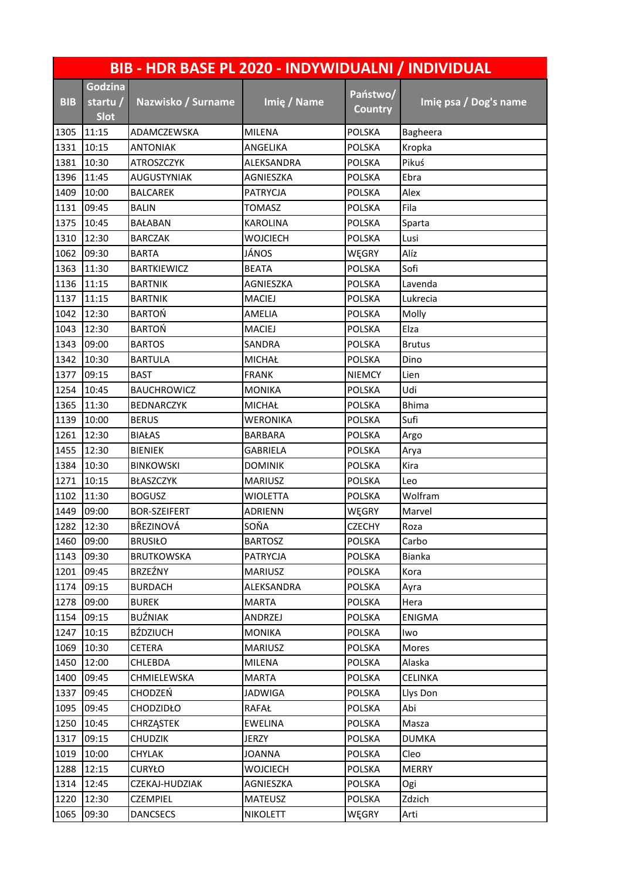| BIB - HDR BASE PL 2020 - INDYWIDUALNI / INDIVIDUAL | | | | | |
|---|---|---|---|---|---|
| BIB | Godzina startu / Slot | Nazwisko / Surname | Imię / Name | Państwo/ Country | Imię psa / Dog's name |
| 1305 | 11:15 | ADAMCZEWSKA | MILENA | POLSKA | Bagheera |
| 1331 | 10:15 | ANTONIAK | ANGELIKA | POLSKA | Kropka |
| 1381 | 10:30 | ATROSZCZYK | ALEKSANDRA | POLSKA | Pikuś |
| 1396 | 11:45 | AUGUSTYNIAK | AGNIESZKA | POLSKA | Ebra |
| 1409 | 10:00 | BALCAREK | PATRYCJA | POLSKA | Alex |
| 1131 | 09:45 | BALIN | TOMASZ | POLSKA | Fila |
| 1375 | 10:45 | BAŁABAN | KAROLINA | POLSKA | Sparta |
| 1310 | 12:30 | BARCZAK | WOJCIECH | POLSKA | Lusi |
| 1062 | 09:30 | BARTA | JÁNOS | WĘGRY | Alíz |
| 1363 | 11:30 | BARTKIEWICZ | BEATA | POLSKA | Sofi |
| 1136 | 11:15 | BARTNIK | AGNIESZKA | POLSKA | Lavenda |
| 1137 | 11:15 | BARTNIK | MACIEJ | POLSKA | Lukrecia |
| 1042 | 12:30 | BARTOŃ | AMELIA | POLSKA | Molly |
| 1043 | 12:30 | BARTOŃ | MACIEJ | POLSKA | Elza |
| 1343 | 09:00 | BARTOS | SANDRA | POLSKA | Brutus |
| 1342 | 10:30 | BARTULA | MICHAŁ | POLSKA | Dino |
| 1377 | 09:15 | BAST | FRANK | NIEMCY | Lien |
| 1254 | 10:45 | BAUCHROWICZ | MONIKA | POLSKA | Udi |
| 1365 | 11:30 | BEDNARCZYK | MICHAŁ | POLSKA | Bhima |
| 1139 | 10:00 | BERUS | WERONIKA | POLSKA | Sufi |
| 1261 | 12:30 | BIAŁAS | BARBARA | POLSKA | Argo |
| 1455 | 12:30 | BIENIEK | GABRIELA | POLSKA | Arya |
| 1384 | 10:30 | BINKOWSKI | DOMINIK | POLSKA | Kira |
| 1271 | 10:15 | BŁASZCZYK | MARIUSZ | POLSKA | Leo |
| 1102 | 11:30 | BOGUSZ | WIOLETTA | POLSKA | Wolfram |
| 1449 | 09:00 | BOR-SZEIFERT | ADRIENN | WĘGRY | Marvel |
| 1282 | 12:30 | BŘEZINOVÁ | SOŇA | CZECHY | Roza |
| 1460 | 09:00 | BRUSIŁO | BARTOSZ | POLSKA | Carbo |
| 1143 | 09:30 | BRUTKOWSKA | PATRYCJA | POLSKA | Bianka |
| 1201 | 09:45 | BRZEŹNY | MARIUSZ | POLSKA | Kora |
| 1174 | 09:15 | BURDACH | ALEKSANDRA | POLSKA | Ayra |
| 1278 | 09:00 | BUREK | MARTA | POLSKA | Hera |
| 1154 | 09:15 | BUŹNIAK | ANDRZEJ | POLSKA | ENIGMA |
| 1247 | 10:15 | BŹDZIUCH | MONIKA | POLSKA | Iwo |
| 1069 | 10:30 | CETERA | MARIUSZ | POLSKA | Mores |
| 1450 | 12:00 | CHLEBDA | MILENA | POLSKA | Alaska |
| 1400 | 09:45 | CHMIELEWSKA | MARTA | POLSKA | CELINKA |
| 1337 | 09:45 | CHODZEŃ | JADWIGA | POLSKA | Llys Don |
| 1095 | 09:45 | CHODZIDŁO | RAFAŁ | POLSKA | Abi |
| 1250 | 10:45 | CHRZĄSTEK | EWELINA | POLSKA | Masza |
| 1317 | 09:15 | CHUDZIK | JERZY | POLSKA | DUMKA |
| 1019 | 10:00 | CHYLAK | JOANNA | POLSKA | Cleo |
| 1288 | 12:15 | CURYŁO | WOJCIECH | POLSKA | MERRY |
| 1314 | 12:45 | CZEKAJ-HUDZIAK | AGNIESZKA | POLSKA | Ogi |
| 1220 | 12:30 | CZEMPIEL | MATEUSZ | POLSKA | Zdzich |
| 1065 | 09:30 | DANCSECS | NIKOLETT | WĘGRY | Arti |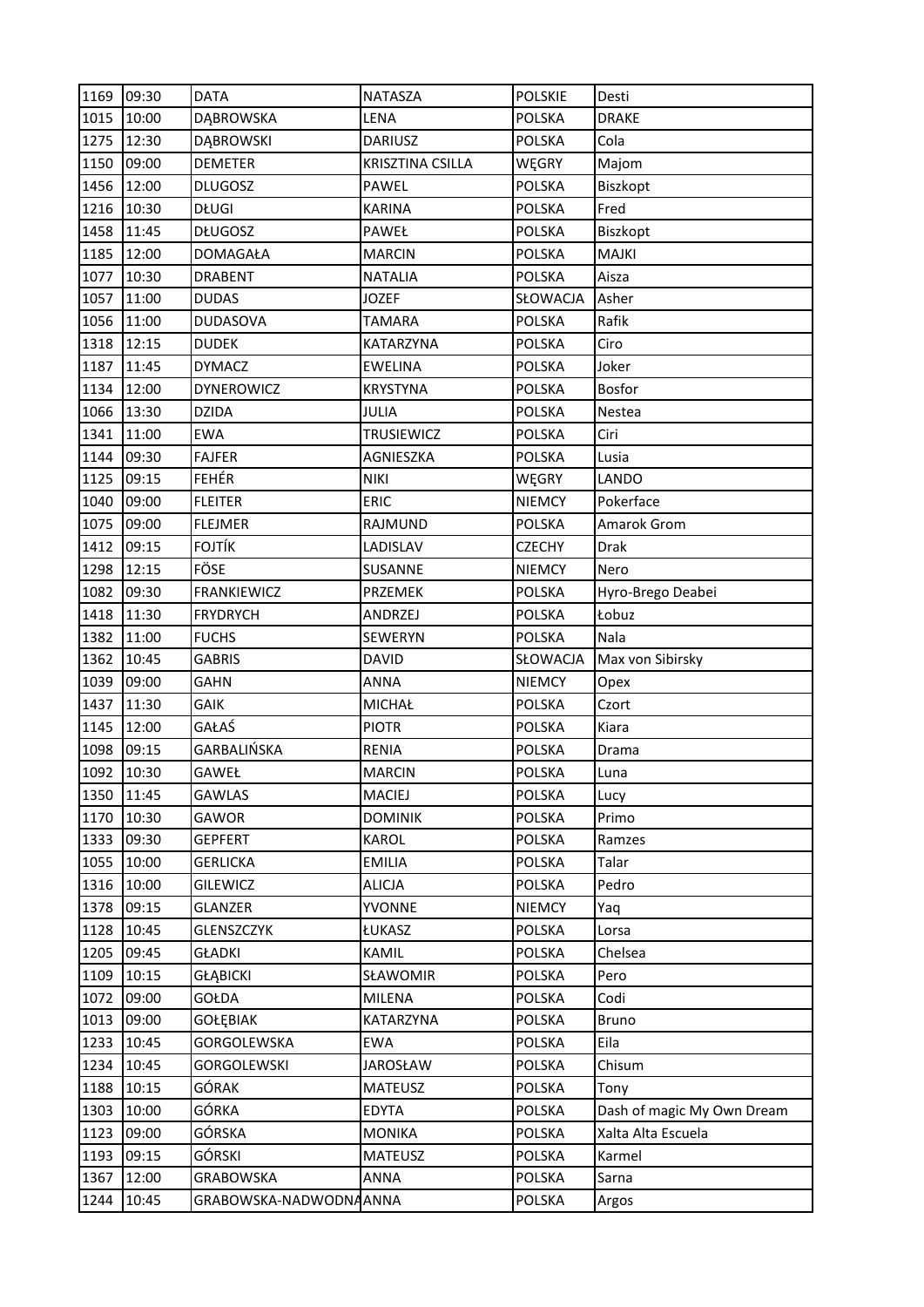| 1169 | 09:30 | DATA | NATASZA | POLSKIE | Desti |
|---|---|---|---|---|---|
| 1015 | 10:00 | DĄBROWSKA | LENA | POLSKA | DRAKE |
| 1275 | 12:30 | DĄBROWSKI | DARIUSZ | POLSKA | Cola |
| 1150 | 09:00 | DEMETER | KRISZTINA CSILLA | WĘGRY | Majom |
| 1456 | 12:00 | DLUGOSZ | PAWEL | POLSKA | Biszkopt |
| 1216 | 10:30 | DŁUGI | KARINA | POLSKA | Fred |
| 1458 | 11:45 | DŁUGOSZ | PAWEŁ | POLSKA | Biszkopt |
| 1185 | 12:00 | DOMAGAŁA | MARCIN | POLSKA | MAJKI |
| 1077 | 10:30 | DRABENT | NATALIA | POLSKA | Aisza |
| 1057 | 11:00 | DUDAS | JOZEF | SŁOWACJA | Asher |
| 1056 | 11:00 | DUDASOVA | TAMARA | POLSKA | Rafik |
| 1318 | 12:15 | DUDEK | KATARZYNA | POLSKA | Ciro |
| 1187 | 11:45 | DYMACZ | EWELINA | POLSKA | Joker |
| 1134 | 12:00 | DYNEROWICZ | KRYSTYNA | POLSKA | Bosfor |
| 1066 | 13:30 | DZIDA | JULIA | POLSKA | Nestea |
| 1341 | 11:00 | EWA | TRUSIEWICZ | POLSKA | Ciri |
| 1144 | 09:30 | FAJFER | AGNIESZKA | POLSKA | Lusia |
| 1125 | 09:15 | FEHÉR | NIKI | WĘGRY | LANDO |
| 1040 | 09:00 | FLEITER | ERIC | NIEMCY | Pokerface |
| 1075 | 09:00 | FLEJMER | RAJMUND | POLSKA | Amarok Grom |
| 1412 | 09:15 | FOJTÍK | LADISLAV | CZECHY | Drak |
| 1298 | 12:15 | FÖSE | SUSANNE | NIEMCY | Nero |
| 1082 | 09:30 | FRANKIEWICZ | PRZEMEK | POLSKA | Hyro-Brego Deabei |
| 1418 | 11:30 | FRYDRYCH | ANDRZEJ | POLSKA | Łobuz |
| 1382 | 11:00 | FUCHS | SEWERYN | POLSKA | Nala |
| 1362 | 10:45 | GABRIS | DAVID | SŁOWACJA | Max von Sibirsky |
| 1039 | 09:00 | GAHN | ANNA | NIEMCY | Opex |
| 1437 | 11:30 | GAIK | MICHAŁ | POLSKA | Czort |
| 1145 | 12:00 | GAŁAŚ | PIOTR | POLSKA | Kiara |
| 1098 | 09:15 | GARBALIŃSKA | RENIA | POLSKA | Drama |
| 1092 | 10:30 | GAWEŁ | MARCIN | POLSKA | Luna |
| 1350 | 11:45 | GAWLAS | MACIEJ | POLSKA | Lucy |
| 1170 | 10:30 | GAWOR | DOMINIK | POLSKA | Primo |
| 1333 | 09:30 | GEPFERT | KAROL | POLSKA | Ramzes |
| 1055 | 10:00 | GERLICKA | EMILIA | POLSKA | Talar |
| 1316 | 10:00 | GILEWICZ | ALICJA | POLSKA | Pedro |
| 1378 | 09:15 | GLANZER | YVONNE | NIEMCY | Yaq |
| 1128 | 10:45 | GLENSZCZYK | ŁUKASZ | POLSKA | Lorsa |
| 1205 | 09:45 | GŁADKI | KAMIL | POLSKA | Chelsea |
| 1109 | 10:15 | GŁĄBICKI | SŁAWOMIR | POLSKA | Pero |
| 1072 | 09:00 | GOŁDA | MILENA | POLSKA | Codi |
| 1013 | 09:00 | GOŁĘBIAK | KATARZYNA | POLSKA | Bruno |
| 1233 | 10:45 | GORGOLEWSKA | EWA | POLSKA | Eila |
| 1234 | 10:45 | GORGOLEWSKI | JAROSŁAW | POLSKA | Chisum |
| 1188 | 10:15 | GÓRAK | MATEUSZ | POLSKA | Tony |
| 1303 | 10:00 | GÓRKA | EDYTA | POLSKA | Dash of magic My Own Dream |
| 1123 | 09:00 | GÓRSKA | MONIKA | POLSKA | Xalta Alta Escuela |
| 1193 | 09:15 | GÓRSKI | MATEUSZ | POLSKA | Karmel |
| 1367 | 12:00 | GRABOWSKA | ANNA | POLSKA | Sarna |
| 1244 | 10:45 | GRABOWSKA-NADWODNA | ANNA | POLSKA | Argos |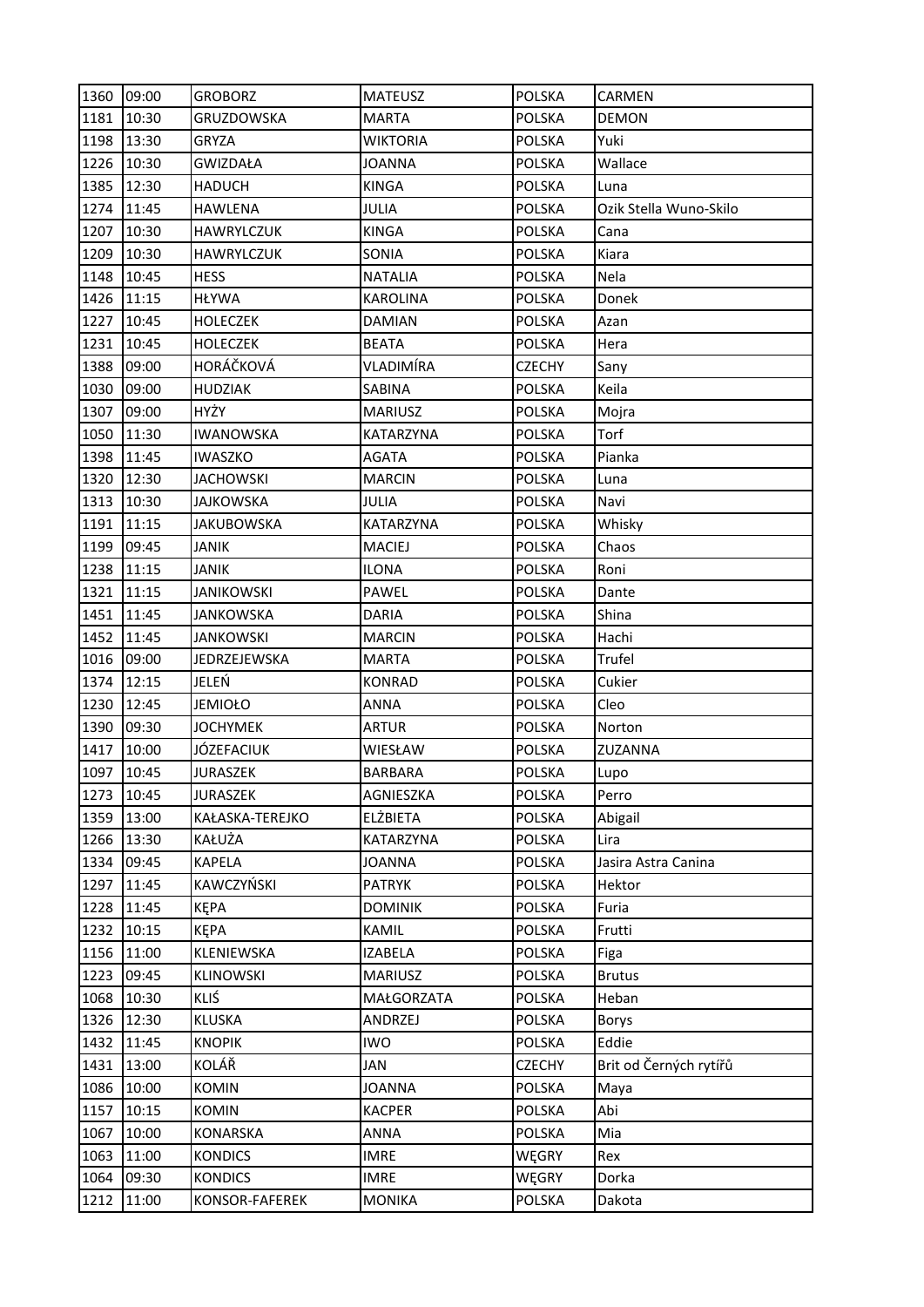| 1360 | 09:00 | GROBORZ | MATEUSZ | POLSKA | CARMEN |
|---|---|---|---|---|---|
| 1181 | 10:30 | GRUZDOWSKA | MARTA | POLSKA | DEMON |
| 1198 | 13:30 | GRYZA | WIKTORIA | POLSKA | Yuki |
| 1226 | 10:30 | GWIZDAŁA | JOANNA | POLSKA | Wallace |
| 1385 | 12:30 | HADUCH | KINGA | POLSKA | Luna |
| 1274 | 11:45 | HAWLENA | JULIA | POLSKA | Ozik Stella Wuno-Skilo |
| 1207 | 10:30 | HAWRYLCZUK | KINGA | POLSKA | Cana |
| 1209 | 10:30 | HAWRYLCZUK | SONIA | POLSKA | Kiara |
| 1148 | 10:45 | HESS | NATALIA | POLSKA | Nela |
| 1426 | 11:15 | HŁYWA | KAROLINA | POLSKA | Donek |
| 1227 | 10:45 | HOLECZEK | DAMIAN | POLSKA | Azan |
| 1231 | 10:45 | HOLECZEK | BEATA | POLSKA | Hera |
| 1388 | 09:00 | HORÁČKOVÁ | VLADIMÍRA | CZECHY | Sany |
| 1030 | 09:00 | HUDZIAK | SABINA | POLSKA | Keila |
| 1307 | 09:00 | HYŻY | MARIUSZ | POLSKA | Mojra |
| 1050 | 11:30 | IWANOWSKA | KATARZYNA | POLSKA | Torf |
| 1398 | 11:45 | IWASZKO | AGATA | POLSKA | Pianka |
| 1320 | 12:30 | JACHOWSKI | MARCIN | POLSKA | Luna |
| 1313 | 10:30 | JAJKOWSKA | JULIA | POLSKA | Navi |
| 1191 | 11:15 | JAKUBOWSKA | KATARZYNA | POLSKA | Whisky |
| 1199 | 09:45 | JANIK | MACIEJ | POLSKA | Chaos |
| 1238 | 11:15 | JANIK | ILONA | POLSKA | Roni |
| 1321 | 11:15 | JANIKOWSKI | PAWEL | POLSKA | Dante |
| 1451 | 11:45 | JANKOWSKA | DARIA | POLSKA | Shina |
| 1452 | 11:45 | JANKOWSKI | MARCIN | POLSKA | Hachi |
| 1016 | 09:00 | JEDRZEJEWSKA | MARTA | POLSKA | Trufel |
| 1374 | 12:15 | JELEŃ | KONRAD | POLSKA | Cukier |
| 1230 | 12:45 | JEMIOŁO | ANNA | POLSKA | Cleo |
| 1390 | 09:30 | JOCHYMEK | ARTUR | POLSKA | Norton |
| 1417 | 10:00 | JÓZEFACIUK | WIESŁAW | POLSKA | ZUZANNA |
| 1097 | 10:45 | JURASZEK | BARBARA | POLSKA | Lupo |
| 1273 | 10:45 | JURASZEK | AGNIESZKA | POLSKA | Perro |
| 1359 | 13:00 | KAŁASKA-TEREJKO | ELŻBIETA | POLSKA | Abigail |
| 1266 | 13:30 | KAŁUŻA | KATARZYNA | POLSKA | Lira |
| 1334 | 09:45 | KAPELA | JOANNA | POLSKA | Jasira Astra Canina |
| 1297 | 11:45 | KAWCZYŃSKI | PATRYK | POLSKA | Hektor |
| 1228 | 11:45 | KĘPA | DOMINIK | POLSKA | Furia |
| 1232 | 10:15 | KĘPA | KAMIL | POLSKA | Frutti |
| 1156 | 11:00 | KLENIEWSKA | IZABELA | POLSKA | Figa |
| 1223 | 09:45 | KLINOWSKI | MARIUSZ | POLSKA | Brutus |
| 1068 | 10:30 | KLIŚ | MAŁGORZATA | POLSKA | Heban |
| 1326 | 12:30 | KLUSKA | ANDRZEJ | POLSKA | Borys |
| 1432 | 11:45 | KNOPIK | IWO | POLSKA | Eddie |
| 1431 | 13:00 | KOLÁŘ | JAN | CZECHY | Brit od Černých rytířů |
| 1086 | 10:00 | KOMIN | JOANNA | POLSKA | Maya |
| 1157 | 10:15 | KOMIN | KACPER | POLSKA | Abi |
| 1067 | 10:00 | KONARSKA | ANNA | POLSKA | Mia |
| 1063 | 11:00 | KONDICS | IMRE | WĘGRY | Rex |
| 1064 | 09:30 | KONDICS | IMRE | WĘGRY | Dorka |
| 1212 | 11:00 | KONSOR-FAFEREK | MONIKA | POLSKA | Dakota |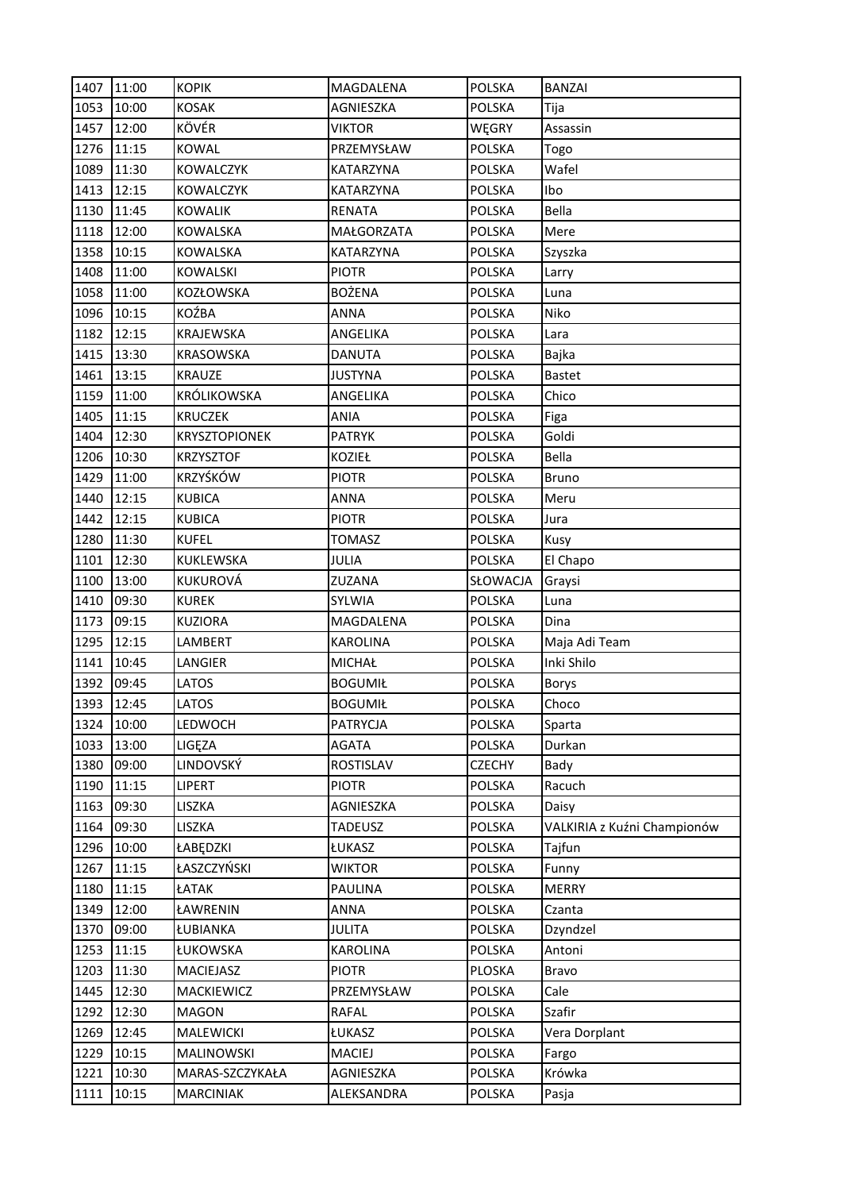| 1407 | 11:00 | KOPIK | MAGDALENA | POLSKA | BANZAI |
|---|---|---|---|---|---|
| 1053 | 10:00 | KOSAK | AGNIESZKA | POLSKA | Tija |
| 1457 | 12:00 | KÖVÉR | VIKTOR | WĘGRY | Assassin |
| 1276 | 11:15 | KOWAL | PRZEMYSŁAW | POLSKA | Togo |
| 1089 | 11:30 | KOWALCZYK | KATARZYNA | POLSKA | Wafel |
| 1413 | 12:15 | KOWALCZYK | KATARZYNA | POLSKA | Ibo |
| 1130 | 11:45 | KOWALIK | RENATA | POLSKA | Bella |
| 1118 | 12:00 | KOWALSKA | MAŁGORZATA | POLSKA | Mere |
| 1358 | 10:15 | KOWALSKA | KATARZYNA | POLSKA | Szyszka |
| 1408 | 11:00 | KOWALSKI | PIOTR | POLSKA | Larry |
| 1058 | 11:00 | KOZŁOWSKA | BOŻENA | POLSKA | Luna |
| 1096 | 10:15 | KOŹBA | ANNA | POLSKA | Niko |
| 1182 | 12:15 | KRAJEWSKA | ANGELIKA | POLSKA | Lara |
| 1415 | 13:30 | KRASOWSKA | DANUTA | POLSKA | Bajka |
| 1461 | 13:15 | KRAUZE | JUSTYNA | POLSKA | Bastet |
| 1159 | 11:00 | KRÓLIKOWSKA | ANGELIKA | POLSKA | Chico |
| 1405 | 11:15 | KRUCZEK | ANIA | POLSKA | Figa |
| 1404 | 12:30 | KRYSZTOPIONEK | PATRYK | POLSKA | Goldi |
| 1206 | 10:30 | KRZYSZTOF | KOZIEŁ | POLSKA | Bella |
| 1429 | 11:00 | KRZYŚKÓW | PIOTR | POLSKA | Bruno |
| 1440 | 12:15 | KUBICA | ANNA | POLSKA | Meru |
| 1442 | 12:15 | KUBICA | PIOTR | POLSKA | Jura |
| 1280 | 11:30 | KUFEL | TOMASZ | POLSKA | Kusy |
| 1101 | 12:30 | KUKLEWSKA | JULIA | POLSKA | El Chapo |
| 1100 | 13:00 | KUKUROVÁ | ZUZANA | SŁOWACJA | Graysi |
| 1410 | 09:30 | KUREK | SYLWIA | POLSKA | Luna |
| 1173 | 09:15 | KUZIORA | MAGDALENA | POLSKA | Dina |
| 1295 | 12:15 | LAMBERT | KAROLINA | POLSKA | Maja Adi Team |
| 1141 | 10:45 | LANGIER | MICHAŁ | POLSKA | Inki Shilo |
| 1392 | 09:45 | LATOS | BOGUMIŁ | POLSKA | Borys |
| 1393 | 12:45 | LATOS | BOGUMIŁ | POLSKA | Choco |
| 1324 | 10:00 | LEDWOCH | PATRYCJA | POLSKA | Sparta |
| 1033 | 13:00 | LIGĘZA | AGATA | POLSKA | Durkan |
| 1380 | 09:00 | LINDOVSKÝ | ROSTISLAV | CZECHY | Bady |
| 1190 | 11:15 | LIPERT | PIOTR | POLSKA | Racuch |
| 1163 | 09:30 | LISZKA | AGNIESZKA | POLSKA | Daisy |
| 1164 | 09:30 | LISZKA | TADEUSZ | POLSKA | VALKIRIA z Kuźni Championów |
| 1296 | 10:00 | ŁABĘDZKI | ŁUKASZ | POLSKA | Tajfun |
| 1267 | 11:15 | ŁASZCZYŃSKI | WIKTOR | POLSKA | Funny |
| 1180 | 11:15 | ŁATAK | PAULINA | POLSKA | MERRY |
| 1349 | 12:00 | ŁAWRENIN | ANNA | POLSKA | Czanta |
| 1370 | 09:00 | ŁUBIANKA | JULITA | POLSKA | Dzyndzel |
| 1253 | 11:15 | ŁUKOWSKA | KAROLINA | POLSKA | Antoni |
| 1203 | 11:30 | MACIEJASZ | PIOTR | PLOSKA | Bravo |
| 1445 | 12:30 | MACKIEWICZ | PRZEMYSŁAW | POLSKA | Cale |
| 1292 | 12:30 | MAGON | RAFAL | POLSKA | Szafir |
| 1269 | 12:45 | MALEWICKI | ŁUKASZ | POLSKA | Vera Dorplant |
| 1229 | 10:15 | MALINOWSKI | MACIEJ | POLSKA | Fargo |
| 1221 | 10:30 | MARAS-SZCZYKAŁA | AGNIESZKA | POLSKA | Krówka |
| 1111 | 10:15 | MARCINIAK | ALEKSANDRA | POLSKA | Pasja |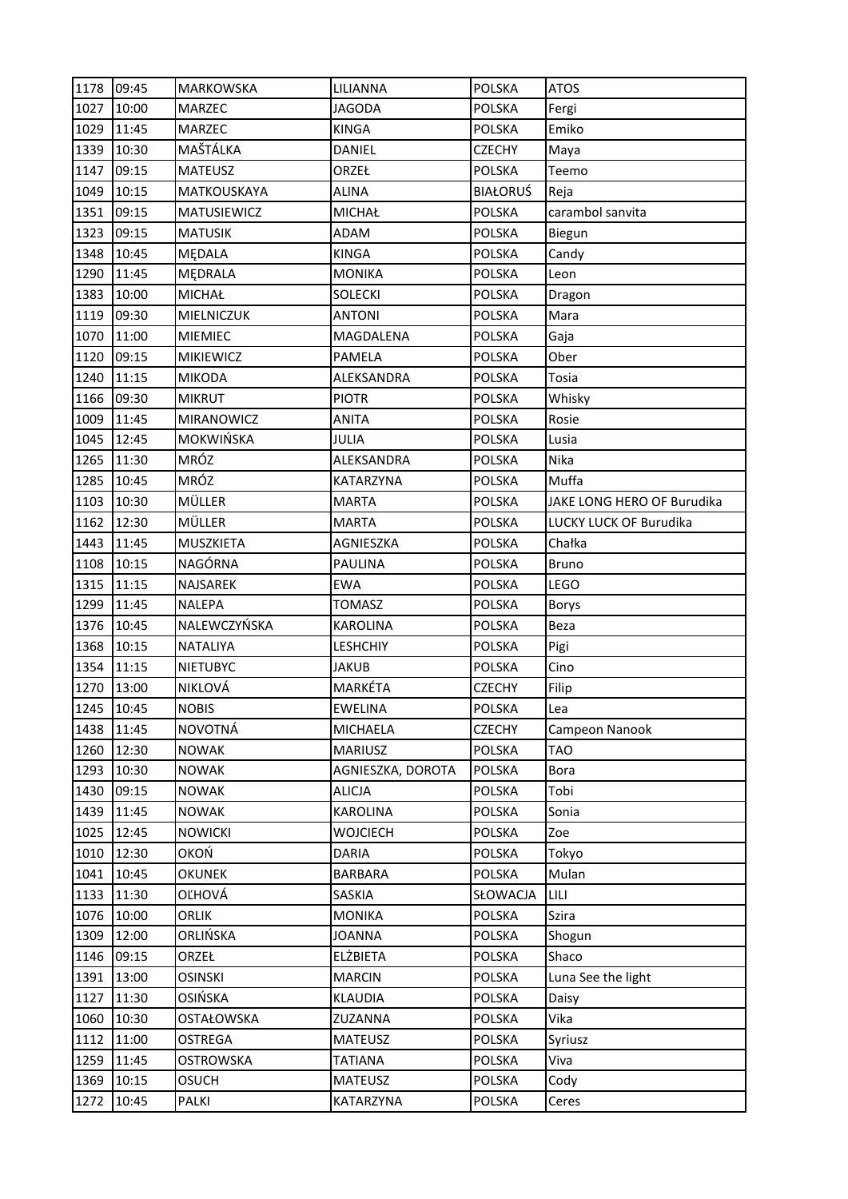| 1178 | 09:45 | MARKOWSKA | LILIANNA | POLSKA | ATOS |
|---|---|---|---|---|---|
| 1027 | 10:00 | MARZEC | JAGODA | POLSKA | Fergi |
| 1029 | 11:45 | MARZEC | KINGA | POLSKA | Emiko |
| 1339 | 10:30 | MAŠTÁLKA | DANIEL | CZECHY | Maya |
| 1147 | 09:15 | MATEUSZ | ORZEŁ | POLSKA | Teemo |
| 1049 | 10:15 | MATKOUSKAYA | ALINA | BIAŁORUŚ | Reja |
| 1351 | 09:15 | MATUSIEWICZ | MICHAŁ | POLSKA | carambol sanvita |
| 1323 | 09:15 | MATUSIK | ADAM | POLSKA | Biegun |
| 1348 | 10:45 | MĘDALA | KINGA | POLSKA | Candy |
| 1290 | 11:45 | MĘDRALA | MONIKA | POLSKA | Leon |
| 1383 | 10:00 | MICHAŁ | SOLECKI | POLSKA | Dragon |
| 1119 | 09:30 | MIELNICZUK | ANTONI | POLSKA | Mara |
| 1070 | 11:00 | MIEMIEC | MAGDALENA | POLSKA | Gaja |
| 1120 | 09:15 | MIKIEWICZ | PAMELA | POLSKA | Ober |
| 1240 | 11:15 | MIKODA | ALEKSANDRA | POLSKA | Tosia |
| 1166 | 09:30 | MIKRUT | PIOTR | POLSKA | Whisky |
| 1009 | 11:45 | MIRANOWICZ | ANITA | POLSKA | Rosie |
| 1045 | 12:45 | MOKWIŃSKA | JULIA | POLSKA | Lusia |
| 1265 | 11:30 | MRÓZ | ALEKSANDRA | POLSKA | Nika |
| 1285 | 10:45 | MRÓZ | KATARZYNA | POLSKA | Muffa |
| 1103 | 10:30 | MÜLLER | MARTA | POLSKA | JAKE LONG HERO OF Burudika |
| 1162 | 12:30 | MÜLLER | MARTA | POLSKA | LUCKY LUCK OF Burudika |
| 1443 | 11:45 | MUSZKIETA | AGNIESZKA | POLSKA | Chałka |
| 1108 | 10:15 | NAGÓRNA | PAULINA | POLSKA | Bruno |
| 1315 | 11:15 | NAJSAREK | EWA | POLSKA | LEGO |
| 1299 | 11:45 | NALEPA | TOMASZ | POLSKA | Borys |
| 1376 | 10:45 | NALEWCZYŃSKA | KAROLINA | POLSKA | Beza |
| 1368 | 10:15 | NATALIYA | LESHCHIY | POLSKA | Pigi |
| 1354 | 11:15 | NIETUBYC | JAKUB | POLSKA | Cino |
| 1270 | 13:00 | NIKLOVÁ | MARKÉTA | CZECHY | Filip |
| 1245 | 10:45 | NOBIS | EWELINA | POLSKA | Lea |
| 1438 | 11:45 | NOVOTNÁ | MICHAELA | CZECHY | Campeon Nanook |
| 1260 | 12:30 | NOWAK | MARIUSZ | POLSKA | TAO |
| 1293 | 10:30 | NOWAK | AGNIESZKA, DOROTA | POLSKA | Bora |
| 1430 | 09:15 | NOWAK | ALICJA | POLSKA | Tobi |
| 1439 | 11:45 | NOWAK | KAROLINA | POLSKA | Sonia |
| 1025 | 12:45 | NOWICKI | WOJCIECH | POLSKA | Zoe |
| 1010 | 12:30 | OKOŃ | DARIA | POLSKA | Tokyo |
| 1041 | 10:45 | OKUNEK | BARBARA | POLSKA | Mulan |
| 1133 | 11:30 | OĽHOVÁ | SASKIA | SŁOWACJA | LILI |
| 1076 | 10:00 | ORLIK | MONIKA | POLSKA | Szira |
| 1309 | 12:00 | ORLIŃSKA | JOANNA | POLSKA | Shogun |
| 1146 | 09:15 | ORZEŁ | ELŻBIETA | POLSKA | Shaco |
| 1391 | 13:00 | OSINSKI | MARCIN | POLSKA | Luna See the light |
| 1127 | 11:30 | OSIŃSKA | KLAUDIA | POLSKA | Daisy |
| 1060 | 10:30 | OSTAŁOWSKA | ZUZANNA | POLSKA | Vika |
| 1112 | 11:00 | OSTREGA | MATEUSZ | POLSKA | Syriusz |
| 1259 | 11:45 | OSTROWSKA | TATIANA | POLSKA | Viva |
| 1369 | 10:15 | OSUCH | MATEUSZ | POLSKA | Cody |
| 1272 | 10:45 | PALKI | KATARZYNA | POLSKA | Ceres |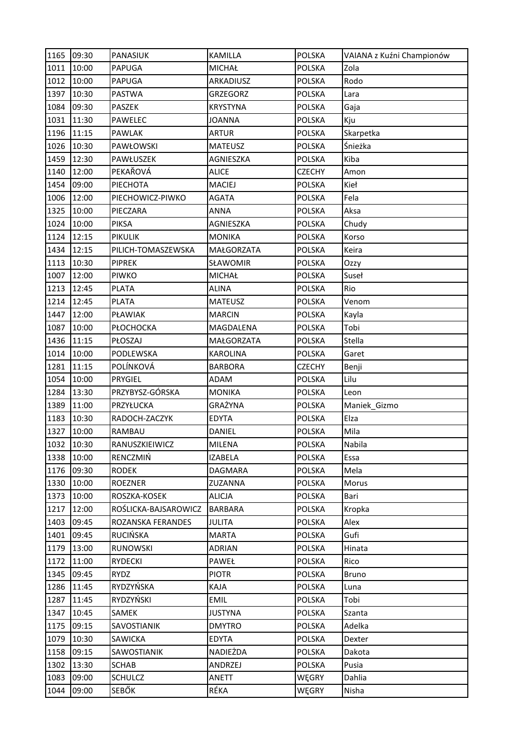| 1165 | 09:30 | PANASIUK | KAMILLA | POLSKA | VAIANA z Kuźni Championów |
|---|---|---|---|---|---|
| 1011 | 10:00 | PAPUGA | MICHAŁ | POLSKA | Zola |
| 1012 | 10:00 | PAPUGA | ARKADIUSZ | POLSKA | Rodo |
| 1397 | 10:30 | PASTWA | GRZEGORZ | POLSKA | Lara |
| 1084 | 09:30 | PASZEK | KRYSTYNA | POLSKA | Gaja |
| 1031 | 11:30 | PAWELEC | JOANNA | POLSKA | Kju |
| 1196 | 11:15 | PAWLAK | ARTUR | POLSKA | Skarpetka |
| 1026 | 10:30 | PAWŁOWSKI | MATEUSZ | POLSKA | Śnieżka |
| 1459 | 12:30 | PAWŁUSZEK | AGNIESZKA | POLSKA | Kiba |
| 1140 | 12:00 | PEKAŘOVÁ | ALICE | CZECHY | Amon |
| 1454 | 09:00 | PIECHOTA | MACIEJ | POLSKA | Kieł |
| 1006 | 12:00 | PIECHOWICZ-PIWKO | AGATA | POLSKA | Fela |
| 1325 | 10:00 | PIECZARA | ANNA | POLSKA | Aksa |
| 1024 | 10:00 | PIKSA | AGNIESZKA | POLSKA | Chudy |
| 1124 | 12:15 | PIKULIK | MONIKA | POLSKA | Korso |
| 1434 | 12:15 | PILICH-TOMASZEWSKA | MAŁGORZATA | POLSKA | Keira |
| 1113 | 10:30 | PIPREK | SŁAWOMIR | POLSKA | Ozzy |
| 1007 | 12:00 | PIWKO | MICHAŁ | POLSKA | Suseł |
| 1213 | 12:45 | PLATA | ALINA | POLSKA | Rio |
| 1214 | 12:45 | PLATA | MATEUSZ | POLSKA | Venom |
| 1447 | 12:00 | PŁAWIAK | MARCIN | POLSKA | Kayla |
| 1087 | 10:00 | PŁOCHOCKA | MAGDALENA | POLSKA | Tobi |
| 1436 | 11:15 | PŁOSZAJ | MAŁGORZATA | POLSKA | Stella |
| 1014 | 10:00 | PODLEWSKA | KAROLINA | POLSKA | Garet |
| 1281 | 11:15 | POLÍNKOVÁ | BARBORA | CZECHY | Benji |
| 1054 | 10:00 | PRYGIEL | ADAM | POLSKA | Lilu |
| 1284 | 13:30 | PRZYBYSZ-GÓRSKA | MONIKA | POLSKA | Leon |
| 1389 | 11:00 | PRZYŁUCKA | GRAŻYNA | POLSKA | Maniek_Gizmo |
| 1183 | 10:30 | RADOCH-ZACZYK | EDYTA | POLSKA | Elza |
| 1327 | 10:00 | RAMBAU | DANIEL | POLSKA | Mila |
| 1032 | 10:30 | RANUSZKIEIWICZ | MILENA | POLSKA | Nabila |
| 1338 | 10:00 | RENCZMIŃ | IZABELA | POLSKA | Essa |
| 1176 | 09:30 | RODEK | DAGMARA | POLSKA | Mela |
| 1330 | 10:00 | ROEZNER | ZUZANNA | POLSKA | Morus |
| 1373 | 10:00 | ROSZKA-KOSEK | ALICJA | POLSKA | Bari |
| 1217 | 12:00 | ROŚLICKA-BAJSAROWICZ | BARBARA | POLSKA | Kropka |
| 1403 | 09:45 | ROZANSKA FERANDES | JULITA | POLSKA | Alex |
| 1401 | 09:45 | RUCIŃSKA | MARTA | POLSKA | Gufi |
| 1179 | 13:00 | RUNOWSKI | ADRIAN | POLSKA | Hinata |
| 1172 | 11:00 | RYDECKI | PAWEŁ | POLSKA | Rico |
| 1345 | 09:45 | RYDZ | PIOTR | POLSKA | Bruno |
| 1286 | 11:45 | RYDZYŃSKA | KAJA | POLSKA | Luna |
| 1287 | 11:45 | RYDZYŃSKI | EMIL | POLSKA | Tobi |
| 1347 | 10:45 | SAMEK | JUSTYNA | POLSKA | Szanta |
| 1175 | 09:15 | SAVOSTIANIK | DMYTRO | POLSKA | Adelka |
| 1079 | 10:30 | SAWICKA | EDYTA | POLSKA | Dexter |
| 1158 | 09:15 | SAWOSTIANIK | NADIEŻDA | POLSKA | Dakota |
| 1302 | 13:30 | SCHAB | ANDRZEJ | POLSKA | Pusia |
| 1083 | 09:00 | SCHULCZ | ANETT | WĘGRY | Dahlia |
| 1044 | 09:00 | SEBŐK | RÉKA | WĘGRY | Nisha |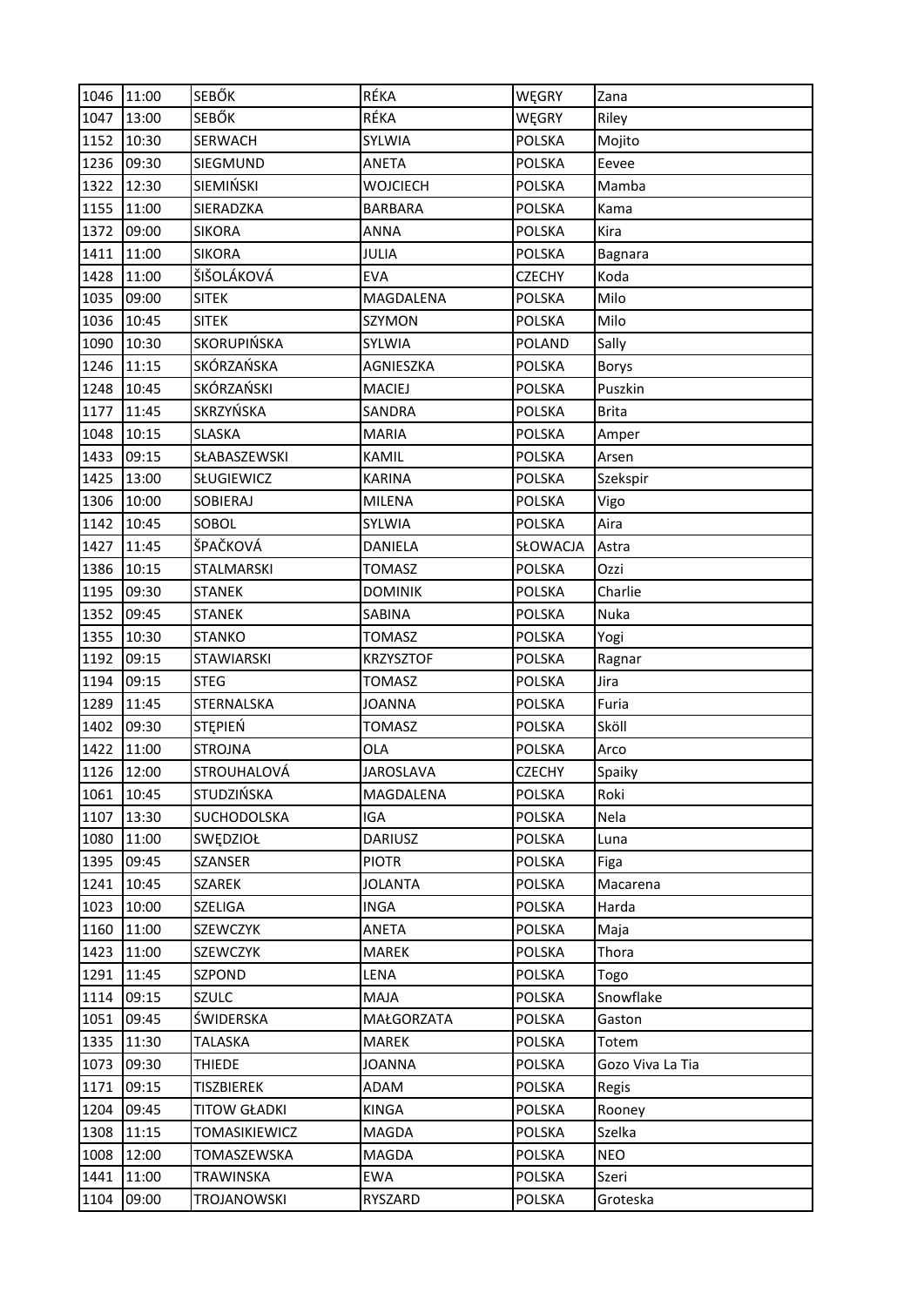| 1046 | 11:00 | SEBŐK | RÉKA | WĘGRY | Zana |
|---|---|---|---|---|---|
| 1047 | 13:00 | SEBŐK | RÉKA | WĘGRY | Riley |
| 1152 | 10:30 | SERWACH | SYLWIA | POLSKA | Mojito |
| 1236 | 09:30 | SIEGMUND | ANETA | POLSKA | Eevee |
| 1322 | 12:30 | SIEMIŃSKI | WOJCIECH | POLSKA | Mamba |
| 1155 | 11:00 | SIERADZKA | BARBARA | POLSKA | Kama |
| 1372 | 09:00 | SIKORA | ANNA | POLSKA | Kira |
| 1411 | 11:00 | SIKORA | JULIA | POLSKA | Bagnara |
| 1428 | 11:00 | ŠIŠOLÁKOVÁ | EVA | CZECHY | Koda |
| 1035 | 09:00 | SITEK | MAGDALENA | POLSKA | Milo |
| 1036 | 10:45 | SITEK | SZYMON | POLSKA | Milo |
| 1090 | 10:30 | SKORUPIŃSKA | SYLWIA | POLAND | Sally |
| 1246 | 11:15 | SKÓRZAŃSKA | AGNIESZKA | POLSKA | Borys |
| 1248 | 10:45 | SKÓRZAŃSKI | MACIEJ | POLSKA | Puszkin |
| 1177 | 11:45 | SKRZYŃSKA | SANDRA | POLSKA | Brita |
| 1048 | 10:15 | SLASKA | MARIA | POLSKA | Amper |
| 1433 | 09:15 | SŁABASZEWSKI | KAMIL | POLSKA | Arsen |
| 1425 | 13:00 | SŁUGIEWICZ | KARINA | POLSKA | Szekspir |
| 1306 | 10:00 | SOBIERAJ | MILENA | POLSKA | Vigo |
| 1142 | 10:45 | SOBOL | SYLWIA | POLSKA | Aira |
| 1427 | 11:45 | ŠPAČKOVÁ | DANIELA | SŁOWACJA | Astra |
| 1386 | 10:15 | STALMARSKI | TOMASZ | POLSKA | Ozzi |
| 1195 | 09:30 | STANEK | DOMINIK | POLSKA | Charlie |
| 1352 | 09:45 | STANEK | SABINA | POLSKA | Nuka |
| 1355 | 10:30 | STANKO | TOMASZ | POLSKA | Yogi |
| 1192 | 09:15 | STAWIARSKI | KRZYSZTOF | POLSKA | Ragnar |
| 1194 | 09:15 | STEG | TOMASZ | POLSKA | Jira |
| 1289 | 11:45 | STERNALSKA | JOANNA | POLSKA | Furia |
| 1402 | 09:30 | STĘPIEŃ | TOMASZ | POLSKA | Sköll |
| 1422 | 11:00 | STROJNA | OLA | POLSKA | Arco |
| 1126 | 12:00 | STROUHALOVÁ | JAROSLAVA | CZECHY | Spaiky |
| 1061 | 10:45 | STUDZIŃSKA | MAGDALENA | POLSKA | Roki |
| 1107 | 13:30 | SUCHODOLSKA | IGA | POLSKA | Nela |
| 1080 | 11:00 | SWĘDZIOŁ | DARIUSZ | POLSKA | Luna |
| 1395 | 09:45 | SZANSER | PIOTR | POLSKA | Figa |
| 1241 | 10:45 | SZAREK | JOLANTA | POLSKA | Macarena |
| 1023 | 10:00 | SZELIGA | INGA | POLSKA | Harda |
| 1160 | 11:00 | SZEWCZYK | ANETA | POLSKA | Maja |
| 1423 | 11:00 | SZEWCZYK | MAREK | POLSKA | Thora |
| 1291 | 11:45 | SZPOND | LENA | POLSKA | Togo |
| 1114 | 09:15 | SZULC | MAJA | POLSKA | Snowflake |
| 1051 | 09:45 | ŚWIDERSKA | MAŁGORZATA | POLSKA | Gaston |
| 1335 | 11:30 | TALASKA | MAREK | POLSKA | Totem |
| 1073 | 09:30 | THIEDE | JOANNA | POLSKA | Gozo Viva La Tia |
| 1171 | 09:15 | TISZBIEREK | ADAM | POLSKA | Regis |
| 1204 | 09:45 | TITOW GŁADKI | KINGA | POLSKA | Rooney |
| 1308 | 11:15 | TOMASIKIEWICZ | MAGDA | POLSKA | Szelka |
| 1008 | 12:00 | TOMASZEWSKA | MAGDA | POLSKA | NEO |
| 1441 | 11:00 | TRAWINSKA | EWA | POLSKA | Szeri |
| 1104 | 09:00 | TROJANOWSKI | RYSZARD | POLSKA | Groteska |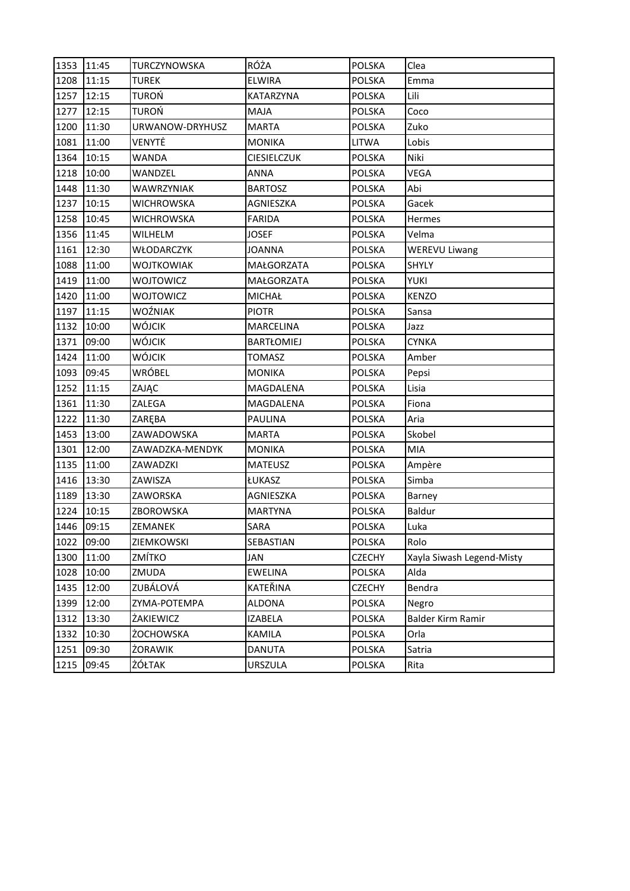| 1353 | 11:45 | TURCZYNOWSKA | RÓŻA | POLSKA | Clea |
|---|---|---|---|---|---|
| 1208 | 11:15 | TUREK | ELWIRA | POLSKA | Emma |
| 1257 | 12:15 | TUROŃ | KATARZYNA | POLSKA | Lili |
| 1277 | 12:15 | TUROŃ | MAJA | POLSKA | Coco |
| 1200 | 11:30 | URWANOW-DRYHUSZ | MARTA | POLSKA | Zuko |
| 1081 | 11:00 | VENYTĖ | MONIKA | LITWA | Lobis |
| 1364 | 10:15 | WANDA | CIESIELCZUK | POLSKA | Niki |
| 1218 | 10:00 | WANDZEL | ANNA | POLSKA | VEGA |
| 1448 | 11:30 | WAWRZYNIAK | BARTOSZ | POLSKA | Abi |
| 1237 | 10:15 | WICHROWSKA | AGNIESZKA | POLSKA | Gacek |
| 1258 | 10:45 | WICHROWSKA | FARIDA | POLSKA | Hermes |
| 1356 | 11:45 | WILHELM | JOSEF | POLSKA | Velma |
| 1161 | 12:30 | WŁODARCZYK | JOANNA | POLSKA | WEREVU Liwang |
| 1088 | 11:00 | WOJTKOWIAK | MAŁGORZATA | POLSKA | SHYLY |
| 1419 | 11:00 | WOJTOWICZ | MAŁGORZATA | POLSKA | YUKI |
| 1420 | 11:00 | WOJTOWICZ | MICHAŁ | POLSKA | KENZO |
| 1197 | 11:15 | WOŹNIAK | PIOTR | POLSKA | Sansa |
| 1132 | 10:00 | WÓJCIK | MARCELINA | POLSKA | Jazz |
| 1371 | 09:00 | WÓJCIK | BARTŁOMIEJ | POLSKA | CYNKA |
| 1424 | 11:00 | WÓJCIK | TOMASZ | POLSKA | Amber |
| 1093 | 09:45 | WRÓBEL | MONIKA | POLSKA | Pepsi |
| 1252 | 11:15 | ZAJĄC | MAGDALENA | POLSKA | Lisia |
| 1361 | 11:30 | ZALEGA | MAGDALENA | POLSKA | Fiona |
| 1222 | 11:30 | ZARĘBA | PAULINA | POLSKA | Aria |
| 1453 | 13:00 | ZAWADOWSKA | MARTA | POLSKA | Skobel |
| 1301 | 12:00 | ZAWADZKA-MENDYK | MONIKA | POLSKA | MIA |
| 1135 | 11:00 | ZAWADZKI | MATEUSZ | POLSKA | Ampère |
| 1416 | 13:30 | ZAWISZA | ŁUKASZ | POLSKA | Simba |
| 1189 | 13:30 | ZAWORSKA | AGNIESZKA | POLSKA | Barney |
| 1224 | 10:15 | ZBOROWSKA | MARTYNA | POLSKA | Baldur |
| 1446 | 09:15 | ZEMANEK | SARA | POLSKA | Luka |
| 1022 | 09:00 | ZIEMKOWSKI | SEBASTIAN | POLSKA | Rolo |
| 1300 | 11:00 | ZMÍTKO | JAN | CZECHY | Xayla Siwash Legend-Misty |
| 1028 | 10:00 | ZMUDA | EWELINA | POLSKA | Alda |
| 1435 | 12:00 | ZUBÁLOVÁ | KATEŘINA | CZECHY | Bendra |
| 1399 | 12:00 | ZYMA-POTEMPA | ALDONA | POLSKA | Negro |
| 1312 | 13:30 | ŻAKIEWICZ | IZABELA | POLSKA | Balder Kirm Ramir |
| 1332 | 10:30 | ŻOCHOWSKA | KAMILA | POLSKA | Orla |
| 1251 | 09:30 | ŻORAWIK | DANUTA | POLSKA | Satria |
| 1215 | 09:45 | ŻÓŁTAK | URSZULA | POLSKA | Rita |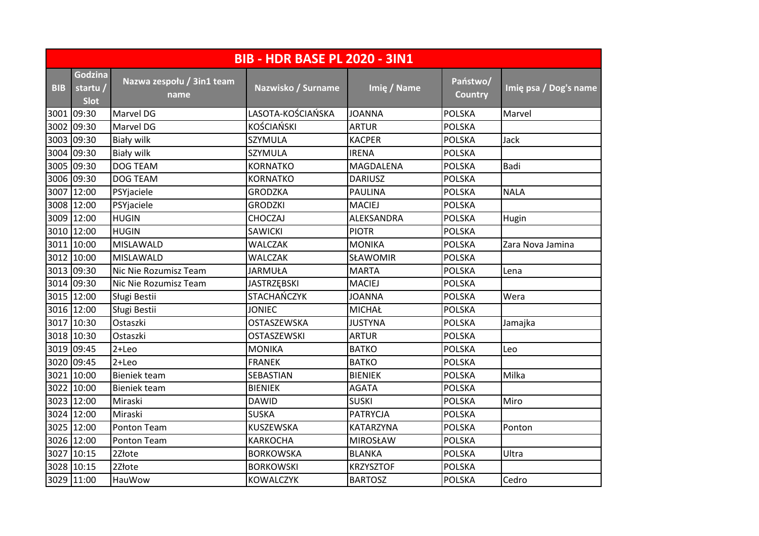| BIB - HDR BASE PL 2020 - 3IN1 | | | | | | |
|---|---|---|---|---|---|---|
| BIB | Godzina startu / Slot | Nazwa zespołu / 3in1 team name | Nazwisko / Surname | Imię / Name | Państwo/ Country | Imię psa / Dog's name |
| 3001 | 09:30 | Marvel DG | LASOTA-KOŚCIAŃSKA | JOANNA | POLSKA | Marvel |
| 3002 | 09:30 | Marvel DG | KOŚCIAŃSKI | ARTUR | POLSKA | |
| 3003 | 09:30 | Biały wilk | SZYMULA | KACPER | POLSKA | Jack |
| 3004 | 09:30 | Biały wilk | SZYMULA | IRENA | POLSKA | |
| 3005 | 09:30 | DOG TEAM | KORNATKO | MAGDALENA | POLSKA | Badi |
| 3006 | 09:30 | DOG TEAM | KORNATKO | DARIUSZ | POLSKA | |
| 3007 | 12:00 | PSYjaciele | GRODZKA | PAULINA | POLSKA | NALA |
| 3008 | 12:00 | PSYjaciele | GRODZKI | MACIEJ | POLSKA | |
| 3009 | 12:00 | HUGIN | CHOCZAJ | ALEKSANDRA | POLSKA | Hugin |
| 3010 | 12:00 | HUGIN | SAWICKI | PIOTR | POLSKA | |
| 3011 | 10:00 | MISLAWALD | WALCZAK | MONIKA | POLSKA | Zara Nova Jamina |
| 3012 | 10:00 | MISLAWALD | WALCZAK | SŁAWOMIR | POLSKA | |
| 3013 | 09:30 | Nic Nie Rozumisz Team | JARMUŁA | MARTA | POLSKA | Lena |
| 3014 | 09:30 | Nic Nie Rozumisz Team | JASTRZĘBSKI | MACIEJ | POLSKA | |
| 3015 | 12:00 | Sługi Bestii | STACHAŃCZYK | JOANNA | POLSKA | Wera |
| 3016 | 12:00 | Sługi Bestii | JONIEC | MICHAŁ | POLSKA | |
| 3017 | 10:30 | Ostaszki | OSTASZEWSKA | JUSTYNA | POLSKA | Jamajka |
| 3018 | 10:30 | Ostaszki | OSTASZEWSKI | ARTUR | POLSKA | |
| 3019 | 09:45 | 2+Leo | MONIKA | BATKO | POLSKA | Leo |
| 3020 | 09:45 | 2+Leo | FRANEK | BATKO | POLSKA | |
| 3021 | 10:00 | Bieniek team | SEBASTIAN | BIENIEK | POLSKA | Milka |
| 3022 | 10:00 | Bieniek team | BIENIEK | AGATA | POLSKA | |
| 3023 | 12:00 | Miraski | DAWID | SUSKI | POLSKA | Miro |
| 3024 | 12:00 | Miraski | SUSKA | PATRYCJA | POLSKA | |
| 3025 | 12:00 | Ponton Team | KUSZEWSKA | KATARZYNA | POLSKA | Ponton |
| 3026 | 12:00 | Ponton Team | KARKOCHA | MIROSŁAW | POLSKA | |
| 3027 | 10:15 | 2Złote | BORKOWSKA | BLANKA | POLSKA | Ultra |
| 3028 | 10:15 | 2Złote | BORKOWSKI | KRZYSZTOF | POLSKA | |
| 3029 | 11:00 | HauWow | KOWALCZYK | BARTOSZ | POLSKA | Cedro |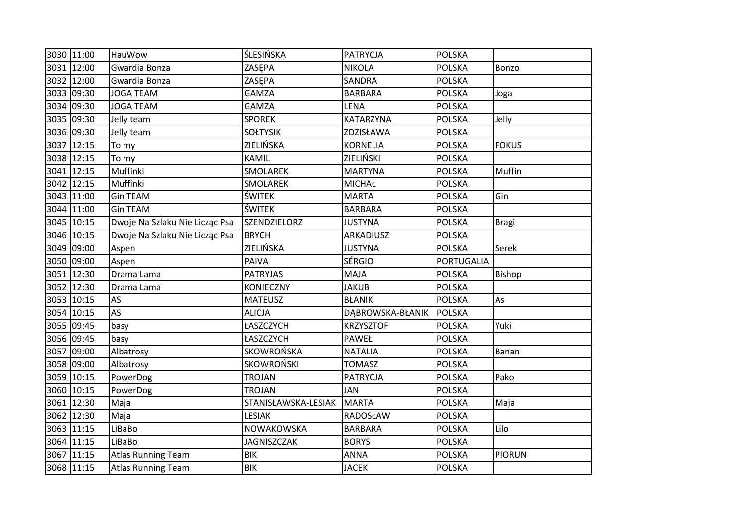| | | | | | | |
|---|---|---|---|---|---|---|
| 3030 | 11:00 | HauWow | ŚLESIŃSKA | PATRYCJA | POLSKA | |
| 3031 | 12:00 | Gwardia Bonza | ZASĘPA | NIKOLA | POLSKA | Bonzo |
| 3032 | 12:00 | Gwardia Bonza | ZASĘPA | SANDRA | POLSKA | |
| 3033 | 09:30 | JOGA TEAM | GAMZA | BARBARA | POLSKA | Joga |
| 3034 | 09:30 | JOGA TEAM | GAMZA | LENA | POLSKA | |
| 3035 | 09:30 | Jelly team | SPOREK | KATARZYNA | POLSKA | Jelly |
| 3036 | 09:30 | Jelly team | SOŁTYSIK | ZDZISŁAWA | POLSKA | |
| 3037 | 12:15 | To my | ZIELIŃSKA | KORNELIA | POLSKA | FOKUS |
| 3038 | 12:15 | To my | KAMIL | ZIELIŃSKI | POLSKA | |
| 3041 | 12:15 | Muffinki | SMOLAREK | MARTYNA | POLSKA | Muffin |
| 3042 | 12:15 | Muffinki | SMOLAREK | MICHAŁ | POLSKA | |
| 3043 | 11:00 | Gin TEAM | ŚWITEK | MARTA | POLSKA | Gin |
| 3044 | 11:00 | Gin TEAM | ŚWITEK | BARBARA | POLSKA | |
| 3045 | 10:15 | Dwoje Na Szlaku Nie Licząc Psa | SZENDZIELORZ | JUSTYNA | POLSKA | Bragi |
| 3046 | 10:15 | Dwoje Na Szlaku Nie Licząc Psa | BRYCH | ARKADIUSZ | POLSKA | |
| 3049 | 09:00 | Aspen | ZIELIŃSKA | JUSTYNA | POLSKA | Serek |
| 3050 | 09:00 | Aspen | PAIVA | SÉRGIO | PORTUGALIA | |
| 3051 | 12:30 | Drama Lama | PATRYJAS | MAJA | POLSKA | Bishop |
| 3052 | 12:30 | Drama Lama | KONIECZNY | JAKUB | POLSKA | |
| 3053 | 10:15 | AS | MATEUSZ | BŁANIK | POLSKA | As |
| 3054 | 10:15 | AS | ALICJA | DĄBROWSKA-BŁANIK | POLSKA | |
| 3055 | 09:45 | basy | ŁASZCZYCH | KRZYSZTOF | POLSKA | Yuki |
| 3056 | 09:45 | basy | ŁASZCZYCH | PAWEŁ | POLSKA | |
| 3057 | 09:00 | Albatrosy | SKOWROŃSKA | NATALIA | POLSKA | Banan |
| 3058 | 09:00 | Albatrosy | SKOWROŃSKI | TOMASZ | POLSKA | |
| 3059 | 10:15 | PowerDog | TROJAN | PATRYCJA | POLSKA | Pako |
| 3060 | 10:15 | PowerDog | TROJAN | JAN | POLSKA | |
| 3061 | 12:30 | Maja | STANISŁAWSKA-LESIAK | MARTA | POLSKA | Maja |
| 3062 | 12:30 | Maja | LESIAK | RADOSŁAW | POLSKA | |
| 3063 | 11:15 | LiBaBo | NOWAKOWSKA | BARBARA | POLSKA | Lilo |
| 3064 | 11:15 | LiBaBo | JAGNISZCZAK | BORYS | POLSKA | |
| 3067 | 11:15 | Atlas Running Team | BIK | ANNA | POLSKA | PIORUN |
| 3068 | 11:15 | Atlas Running Team | BIK | JACEK | POLSKA | |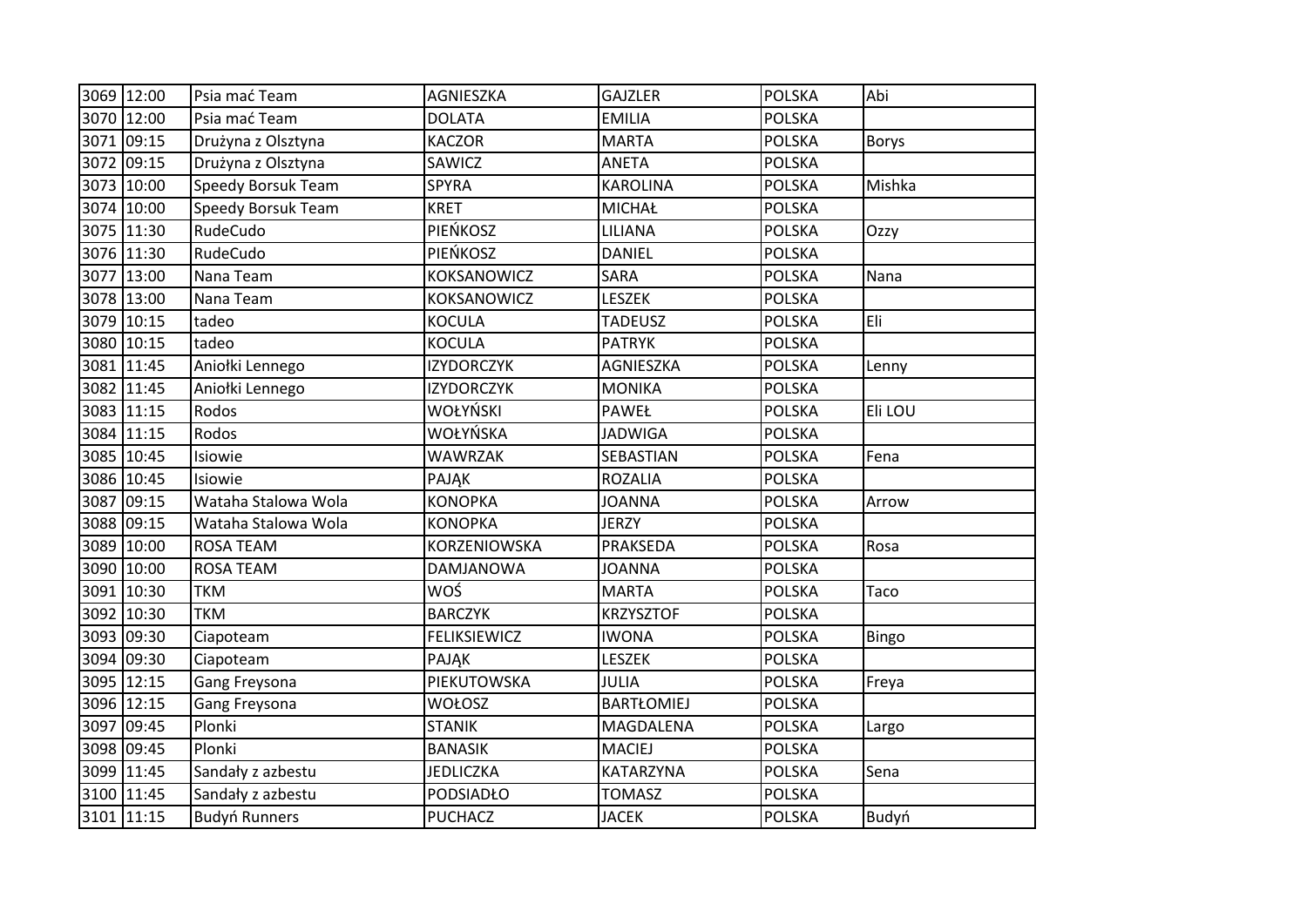| | | | | | | |
|---|---|---|---|---|---|---|
| 3069 | 12:00 | Psia mać Team | AGNIESZKA | GAJZLER | POLSKA | Abi |
| 3070 | 12:00 | Psia mać Team | DOLATA | EMILIA | POLSKA | |
| 3071 | 09:15 | Drużyna z Olsztyna | KACZOR | MARTA | POLSKA | Borys |
| 3072 | 09:15 | Drużyna z Olsztyna | SAWICZ | ANETA | POLSKA | |
| 3073 | 10:00 | Speedy Borsuk Team | SPYRA | KAROLINA | POLSKA | Mishka |
| 3074 | 10:00 | Speedy Borsuk Team | KRET | MICHAŁ | POLSKA | |
| 3075 | 11:30 | RudeCudo | PIEŃKOSZ | LILIANA | POLSKA | Ozzy |
| 3076 | 11:30 | RudeCudo | PIEŃKOSZ | DANIEL | POLSKA | |
| 3077 | 13:00 | Nana Team | KOKSANOWICZ | SARA | POLSKA | Nana |
| 3078 | 13:00 | Nana Team | KOKSANOWICZ | LESZEK | POLSKA | |
| 3079 | 10:15 | tadeo | KOCULA | TADEUSZ | POLSKA | Eli |
| 3080 | 10:15 | tadeo | KOCULA | PATRYK | POLSKA | |
| 3081 | 11:45 | Aniołki Lennego | IZYDORCZYK | AGNIESZKA | POLSKA | Lenny |
| 3082 | 11:45 | Aniołki Lennego | IZYDORCZYK | MONIKA | POLSKA | |
| 3083 | 11:15 | Rodos | WOŁYŃSKI | PAWEŁ | POLSKA | Eli LOU |
| 3084 | 11:15 | Rodos | WOŁYŃSKA | JADWIGA | POLSKA | |
| 3085 | 10:45 | Isiowie | WAWRZAK | SEBASTIAN | POLSKA | Fena |
| 3086 | 10:45 | Isiowie | PAJĄK | ROZALIA | POLSKA | |
| 3087 | 09:15 | Wataha Stalowa Wola | KONOPKA | JOANNA | POLSKA | Arrow |
| 3088 | 09:15 | Wataha Stalowa Wola | KONOPKA | JERZY | POLSKA | |
| 3089 | 10:00 | ROSA TEAM | KORZENIOWSKA | PRAKSEDA | POLSKA | Rosa |
| 3090 | 10:00 | ROSA TEAM | DAMJANOWA | JOANNA | POLSKA | |
| 3091 | 10:30 | TKM | WOŚ | MARTA | POLSKA | Taco |
| 3092 | 10:30 | TKM | BARCZYK | KRZYSZTOF | POLSKA | |
| 3093 | 09:30 | Ciapoteam | FELIKSIEWICZ | IWONA | POLSKA | Bingo |
| 3094 | 09:30 | Ciapoteam | PAJĄK | LESZEK | POLSKA | |
| 3095 | 12:15 | Gang Freysona | PIEKUTOWSKA | JULIA | POLSKA | Freya |
| 3096 | 12:15 | Gang Freysona | WOŁOSZ | BARTŁOMIEJ | POLSKA | |
| 3097 | 09:45 | Plonki | STANIK | MAGDALENA | POLSKA | Largo |
| 3098 | 09:45 | Plonki | BANASIK | MACIEJ | POLSKA | |
| 3099 | 11:45 | Sandały z azbestu | JEDLICZKA | KATARZYNA | POLSKA | Sena |
| 3100 | 11:45 | Sandały z azbestu | PODSIADŁO | TOMASZ | POLSKA | |
| 3101 | 11:15 | Budyń Runners | PUCHACZ | JACEK | POLSKA | Budyń |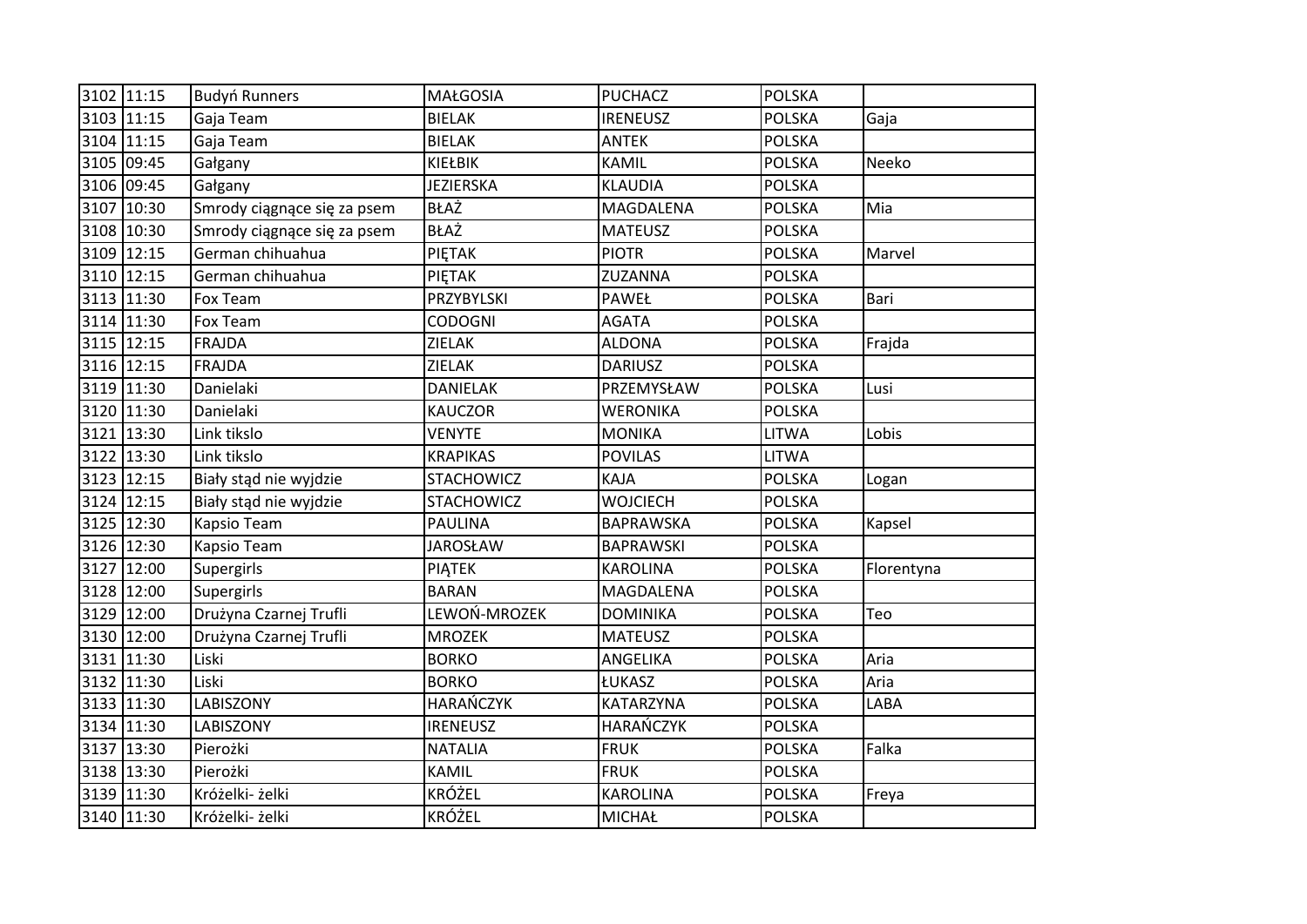| 3102 | 11:15 | Budyń Runners | MAŁGOSIA | PUCHACZ | POLSKA | |
|---|---|---|---|---|---|---|
| 3103 | 11:15 | Gaja Team | BIELAK | IRENEUSZ | POLSKA | Gaja |
| 3104 | 11:15 | Gaja Team | BIELAK | ANTEK | POLSKA | |
| 3105 | 09:45 | Gałgany | KIEŁBIK | KAMIL | POLSKA | Neeko |
| 3106 | 09:45 | Gałgany | JEZIERSKA | KLAUDIA | POLSKA | |
| 3107 | 10:30 | Smrody ciągnące się za psem | BŁAŻ | MAGDALENA | POLSKA | Mia |
| 3108 | 10:30 | Smrody ciągnące się za psem | BŁAŻ | MATEUSZ | POLSKA | |
| 3109 | 12:15 | German chihuahua | PIĘTAK | PIOTR | POLSKA | Marvel |
| 3110 | 12:15 | German chihuahua | PIĘTAK | ZUZANNA | POLSKA | |
| 3113 | 11:30 | Fox Team | PRZYBYLSKI | PAWEŁ | POLSKA | Bari |
| 3114 | 11:30 | Fox Team | CODOGNI | AGATA | POLSKA | |
| 3115 | 12:15 | FRAJDA | ZIELAK | ALDONA | POLSKA | Frajda |
| 3116 | 12:15 | FRAJDA | ZIELAK | DARIUSZ | POLSKA | |
| 3119 | 11:30 | Danielaki | DANIELAK | PRZEMYSŁAW | POLSKA | Lusi |
| 3120 | 11:30 | Danielaki | KAUCZOR | WERONIKA | POLSKA | |
| 3121 | 13:30 | Link tikslo | VENYTE | MONIKA | LITWA | Lobis |
| 3122 | 13:30 | Link tikslo | KRAPIKAS | POVILAS | LITWA | |
| 3123 | 12:15 | Biały stąd nie wyjdzie | STACHOWICZ | KAJA | POLSKA | Logan |
| 3124 | 12:15 | Biały stąd nie wyjdzie | STACHOWICZ | WOJCIECH | POLSKA | |
| 3125 | 12:30 | Kapsio Team | PAULINA | BAPRAWSKA | POLSKA | Kapsel |
| 3126 | 12:30 | Kapsio Team | JAROSŁAW | BAPRAWSKI | POLSKA | |
| 3127 | 12:00 | Supergirls | PIĄTEK | KAROLINA | POLSKA | Florentyna |
| 3128 | 12:00 | Supergirls | BARAN | MAGDALENA | POLSKA | |
| 3129 | 12:00 | Drużyna Czarnej Trufli | LEWOŃ-MROZEK | DOMINIKA | POLSKA | Teo |
| 3130 | 12:00 | Drużyna Czarnej Trufli | MROZEK | MATEUSZ | POLSKA | |
| 3131 | 11:30 | Liski | BORKO | ANGELIKA | POLSKA | Aria |
| 3132 | 11:30 | Liski | BORKO | ŁUKASZ | POLSKA | Aria |
| 3133 | 11:30 | LABISZONY | HARAŃCZYK | KATARZYNA | POLSKA | LABA |
| 3134 | 11:30 | LABISZONY | IRENEUSZ | HARAŃCZYK | POLSKA | |
| 3137 | 13:30 | Pierożki | NATALIA | FRUK | POLSKA | Falka |
| 3138 | 13:30 | Pierożki | KAMIL | FRUK | POLSKA | |
| 3139 | 11:30 | Króżelki- żelki | KRÓŻEL | KAROLINA | POLSKA | Freya |
| 3140 | 11:30 | Króżelki- żelki | KRÓŻEL | MICHAŁ | POLSKA | |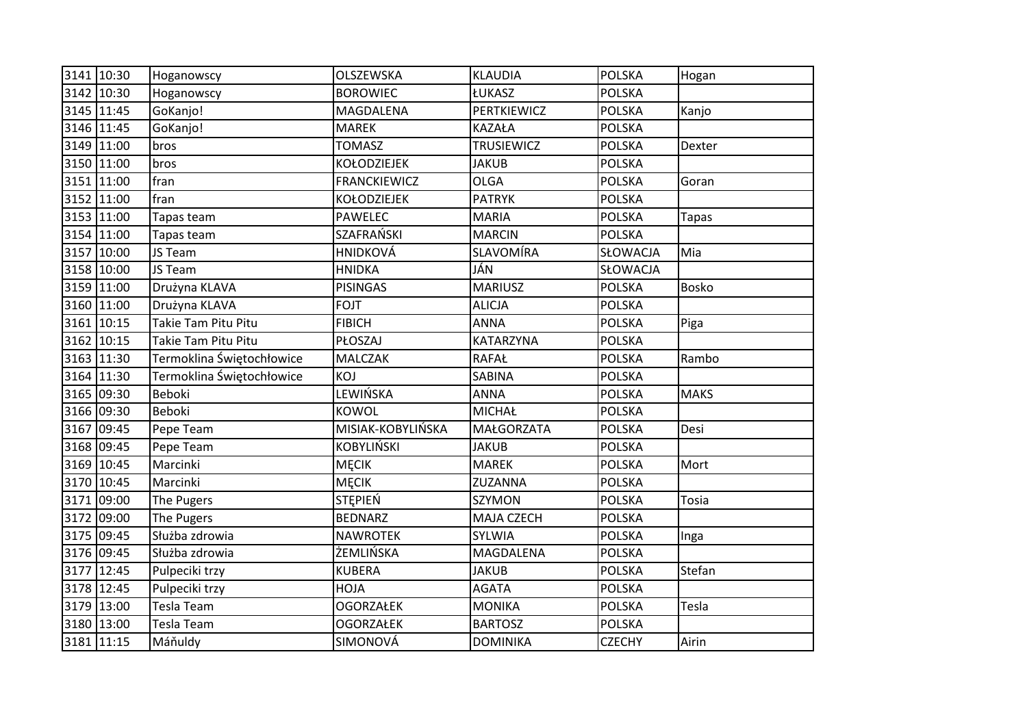| 3141 | 10:30 | Hoganowscy | OLSZEWSKA | KLAUDIA | POLSKA | Hogan |
|---|---|---|---|---|---|---|
| 3142 | 10:30 | Hoganowscy | BOROWIEC | ŁUKASZ | POLSKA | |
| 3145 | 11:45 | GoKanjo! | MAGDALENA | PERTKIEWICZ | POLSKA | Kanjo |
| 3146 | 11:45 | GoKanjo! | MAREK | KAZAŁA | POLSKA | |
| 3149 | 11:00 | bros | TOMASZ | TRUSIEWICZ | POLSKA | Dexter |
| 3150 | 11:00 | bros | KOŁODZIEJEK | JAKUB | POLSKA | |
| 3151 | 11:00 | fran | FRANCKIEWICZ | OLGA | POLSKA | Goran |
| 3152 | 11:00 | fran | KOŁODZIEJEK | PATRYK | POLSKA | |
| 3153 | 11:00 | Tapas team | PAWELEC | MARIA | POLSKA | Tapas |
| 3154 | 11:00 | Tapas team | SZAFRAŃSKI | MARCIN | POLSKA | |
| 3157 | 10:00 | JS Team | HNIDKOVÁ | SLAVOMÍRA | SŁOWACJA | Mia |
| 3158 | 10:00 | JS Team | HNIDKA | JÁN | SŁOWACJA | |
| 3159 | 11:00 | Drużyna KLAVA | PISINGAS | MARIUSZ | POLSKA | Bosko |
| 3160 | 11:00 | Drużyna KLAVA | FOJT | ALICJA | POLSKA | |
| 3161 | 10:15 | Takie Tam Pitu Pitu | FIBICH | ANNA | POLSKA | Piga |
| 3162 | 10:15 | Takie Tam Pitu Pitu | PŁOSZAJ | KATARZYNA | POLSKA | |
| 3163 | 11:30 | Termoklina Świętochłowice | MALCZAK | RAFAŁ | POLSKA | Rambo |
| 3164 | 11:30 | Termoklina Świętochłowice | KOJ | SABINA | POLSKA | |
| 3165 | 09:30 | Beboki | LEWIŃSKA | ANNA | POLSKA | MAKS |
| 3166 | 09:30 | Beboki | KOWOL | MICHAŁ | POLSKA | |
| 3167 | 09:45 | Pepe Team | MISIAK-KOBYLIŃSKA | MAŁGORZATA | POLSKA | Desi |
| 3168 | 09:45 | Pepe Team | KOBYLIŃSKI | JAKUB | POLSKA | |
| 3169 | 10:45 | Marcinki | MĘCIK | MAREK | POLSKA | Mort |
| 3170 | 10:45 | Marcinki | MĘCIK | ZUZANNA | POLSKA | |
| 3171 | 09:00 | The Pugers | STĘPIEŃ | SZYMON | POLSKA | Tosia |
| 3172 | 09:00 | The Pugers | BEDNARZ | MAJA CZECH | POLSKA | |
| 3175 | 09:45 | Służba zdrowia | NAWROTEK | SYLWIA | POLSKA | Inga |
| 3176 | 09:45 | Służba zdrowia | ŻEMLIŃSKA | MAGDALENA | POLSKA | |
| 3177 | 12:45 | Pulpeciki trzy | KUBERA | JAKUB | POLSKA | Stefan |
| 3178 | 12:45 | Pulpeciki trzy | HOJA | AGATA | POLSKA | |
| 3179 | 13:00 | Tesla Team | OGORZAŁEK | MONIKA | POLSKA | Tesla |
| 3180 | 13:00 | Tesla Team | OGORZAŁEK | BARTOSZ | POLSKA | |
| 3181 | 11:15 | Máňuldy | SIMONOVÁ | DOMINIKA | CZECHY | Airin |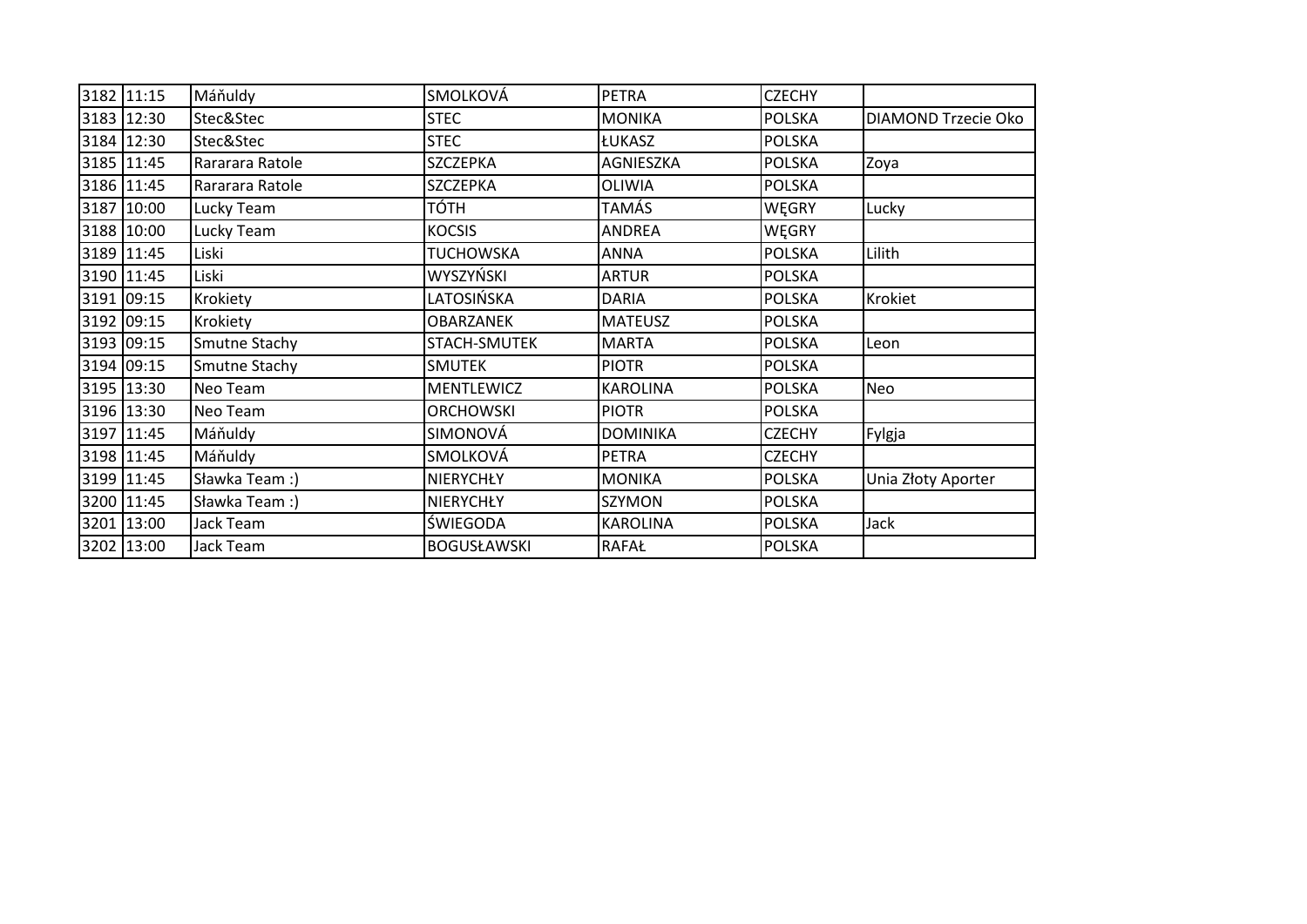| | | | | | | |
|---|---|---|---|---|---|---|
| 3182 | 11:15 | Máňuldy | SMOLKOVÁ | PETRA | CZECHY | |
| 3183 | 12:30 | Stec&Stec | STEC | MONIKA | POLSKA | DIAMOND Trzecie Oko |
| 3184 | 12:30 | Stec&Stec | STEC | ŁUKASZ | POLSKA | |
| 3185 | 11:45 | Rararara Ratole | SZCZEPKA | AGNIESZKA | POLSKA | Zoya |
| 3186 | 11:45 | Rararara Ratole | SZCZEPKA | OLIWIA | POLSKA | |
| 3187 | 10:00 | Lucky Team | TÓTH | TAMÁS | WĘGRY | Lucky |
| 3188 | 10:00 | Lucky Team | KOCSIS | ANDREA | WĘGRY | |
| 3189 | 11:45 | Liski | TUCHOWSKA | ANNA | POLSKA | Lilith |
| 3190 | 11:45 | Liski | WYSZYŃSKI | ARTUR | POLSKA | |
| 3191 | 09:15 | Krokiety | LATOSIŃSKA | DARIA | POLSKA | Krokiet |
| 3192 | 09:15 | Krokiety | OBARZANEK | MATEUSZ | POLSKA | |
| 3193 | 09:15 | Smutne Stachy | STACH-SMUTEK | MARTA | POLSKA | Leon |
| 3194 | 09:15 | Smutne Stachy | SMUTEK | PIOTR | POLSKA | |
| 3195 | 13:30 | Neo Team | MENTLEWICZ | KAROLINA | POLSKA | Neo |
| 3196 | 13:30 | Neo Team | ORCHOWSKI | PIOTR | POLSKA | |
| 3197 | 11:45 | Máňuldy | SIMONOVÁ | DOMINIKA | CZECHY | Fylgja |
| 3198 | 11:45 | Máňuldy | SMOLKOVÁ | PETRA | CZECHY | |
| 3199 | 11:45 | Sławka Team :) | NIERYCHŁY | MONIKA | POLSKA | Unia Złoty Aporter |
| 3200 | 11:45 | Sławka Team :) | NIERYCHŁY | SZYMON | POLSKA | |
| 3201 | 13:00 | Jack Team | ŚWIEGODA | KAROLINA | POLSKA | Jack |
| 3202 | 13:00 | Jack Team | BOGUSŁAWSKI | RAFAŁ | POLSKA | |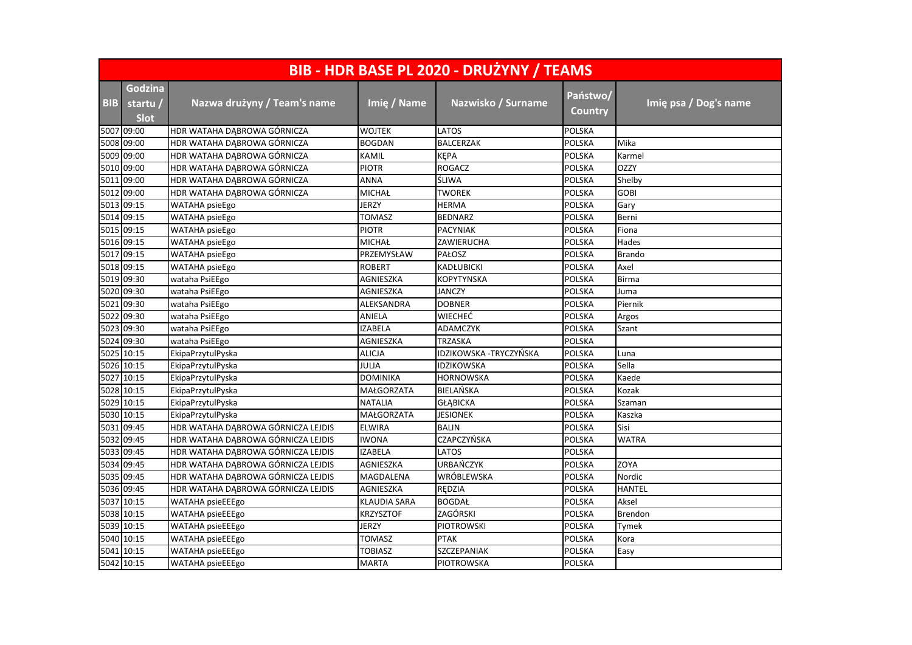| BIB - HDR BASE PL 2020 - DRUŻYNY / TEAMS | | | | | | |
|---|---|---|---|---|---|---|
| BIB | Godzina startu / Slot | Nazwa drużyny / Team's name | Imię / Name | Nazwisko / Surname | Państwo/ Country | Imię psa / Dog's name |
| 5007 | 09:00 | HDR WATAHA DĄBROWA GÓRNICZA | WOJTEK | LATOS | POLSKA | |
| 5008 | 09:00 | HDR WATAHA DĄBROWA GÓRNICZA | BOGDAN | BALCERZAK | POLSKA | Mika |
| 5009 | 09:00 | HDR WATAHA DĄBROWA GÓRNICZA | KAMIL | KĘPA | POLSKA | Karmel |
| 5010 | 09:00 | HDR WATAHA DĄBROWA GÓRNICZA | PIOTR | ROGACZ | POLSKA | OZZY |
| 5011 | 09:00 | HDR WATAHA DĄBROWA GÓRNICZA | ANNA | ŚLIWA | POLSKA | Shelby |
| 5012 | 09:00 | HDR WATAHA DĄBROWA GÓRNICZA | MICHAŁ | TWOREK | POLSKA | GOBI |
| 5013 | 09:15 | WATAHA psieEgo | JERZY | HERMA | POLSKA | Gary |
| 5014 | 09:15 | WATAHA psieEgo | TOMASZ | BEDNARZ | POLSKA | Berni |
| 5015 | 09:15 | WATAHA psieEgo | PIOTR | PACYNIAK | POLSKA | Fiona |
| 5016 | 09:15 | WATAHA psieEgo | MICHAŁ | ZAWIERUCHA | POLSKA | Hades |
| 5017 | 09:15 | WATAHA psieEgo | PRZEMYSŁAW | PAŁOSZ | POLSKA | Brando |
| 5018 | 09:15 | WATAHA psieEgo | ROBERT | KADŁUBICKI | POLSKA | Axel |
| 5019 | 09:30 | wataha PsiEEgo | AGNIESZKA | KOPYTYNSKA | POLSKA | Birma |
| 5020 | 09:30 | wataha PsiEEgo | AGNIESZKA | JANCZY | POLSKA | Juma |
| 5021 | 09:30 | wataha PsiEEgo | ALEKSANDRA | DOBNER | POLSKA | Piernik |
| 5022 | 09:30 | wataha PsiEEgo | ANIELA | WIECHEĆ | POLSKA | Argos |
| 5023 | 09:30 | wataha PsiEEgo | IZABELA | ADAMCZYK | POLSKA | Szant |
| 5024 | 09:30 | wataha PsiEEgo | AGNIESZKA | TRZASKA | POLSKA | |
| 5025 | 10:15 | EkipaPrzytulPyska | ALICJA | IDZIKOWSKA -TRYCZYŃSKA | POLSKA | Luna |
| 5026 | 10:15 | EkipaPrzytulPyska | JULIA | IDZIKOWSKA | POLSKA | Sella |
| 5027 | 10:15 | EkipaPrzytulPyska | DOMINIKA | HORNOWSKA | POLSKA | Kaede |
| 5028 | 10:15 | EkipaPrzytulPyska | MAŁGORZATA | BIELAŃSKA | POLSKA | Kozak |
| 5029 | 10:15 | EkipaPrzytulPyska | NATALIA | GŁĄBICKA | POLSKA | Szaman |
| 5030 | 10:15 | EkipaPrzytulPyska | MAŁGORZATA | JESIONEK | POLSKA | Kaszka |
| 5031 | 09:45 | HDR WATAHA DĄBROWA GÓRNICZA LEJDIS | ELWIRA | BALIN | POLSKA | Sisi |
| 5032 | 09:45 | HDR WATAHA DĄBROWA GÓRNICZA LEJDIS | IWONA | CZAPCZYŃSKA | POLSKA | WATRA |
| 5033 | 09:45 | HDR WATAHA DĄBROWA GÓRNICZA LEJDIS | IZABELA | LATOS | POLSKA | |
| 5034 | 09:45 | HDR WATAHA DĄBROWA GÓRNICZA LEJDIS | AGNIESZKA | URBAŃCZYK | POLSKA | ZOYA |
| 5035 | 09:45 | HDR WATAHA DĄBROWA GÓRNICZA LEJDIS | MAGDALENA | WRÓBLEWSKA | POLSKA | Nordic |
| 5036 | 09:45 | HDR WATAHA DĄBROWA GÓRNICZA LEJDIS | AGNIESZKA | RĘDZIA | POLSKA | HANTEL |
| 5037 | 10:15 | WATAHA psieEEEgo | KLAUDIA SARA | BOGDAŁ | POLSKA | Aksel |
| 5038 | 10:15 | WATAHA psieEEEgo | KRZYSZTOF | ZAGÓRSKI | POLSKA | Brendon |
| 5039 | 10:15 | WATAHA psieEEEgo | JERZY | PIOTROWSKI | POLSKA | Tymek |
| 5040 | 10:15 | WATAHA psieEEEgo | TOMASZ | PTAK | POLSKA | Kora |
| 5041 | 10:15 | WATAHA psieEEEgo | TOBIASZ | SZCZEPANIAK | POLSKA | Easy |
| 5042 | 10:15 | WATAHA psieEEEgo | MARTA | PIOTROWSKA | POLSKA | |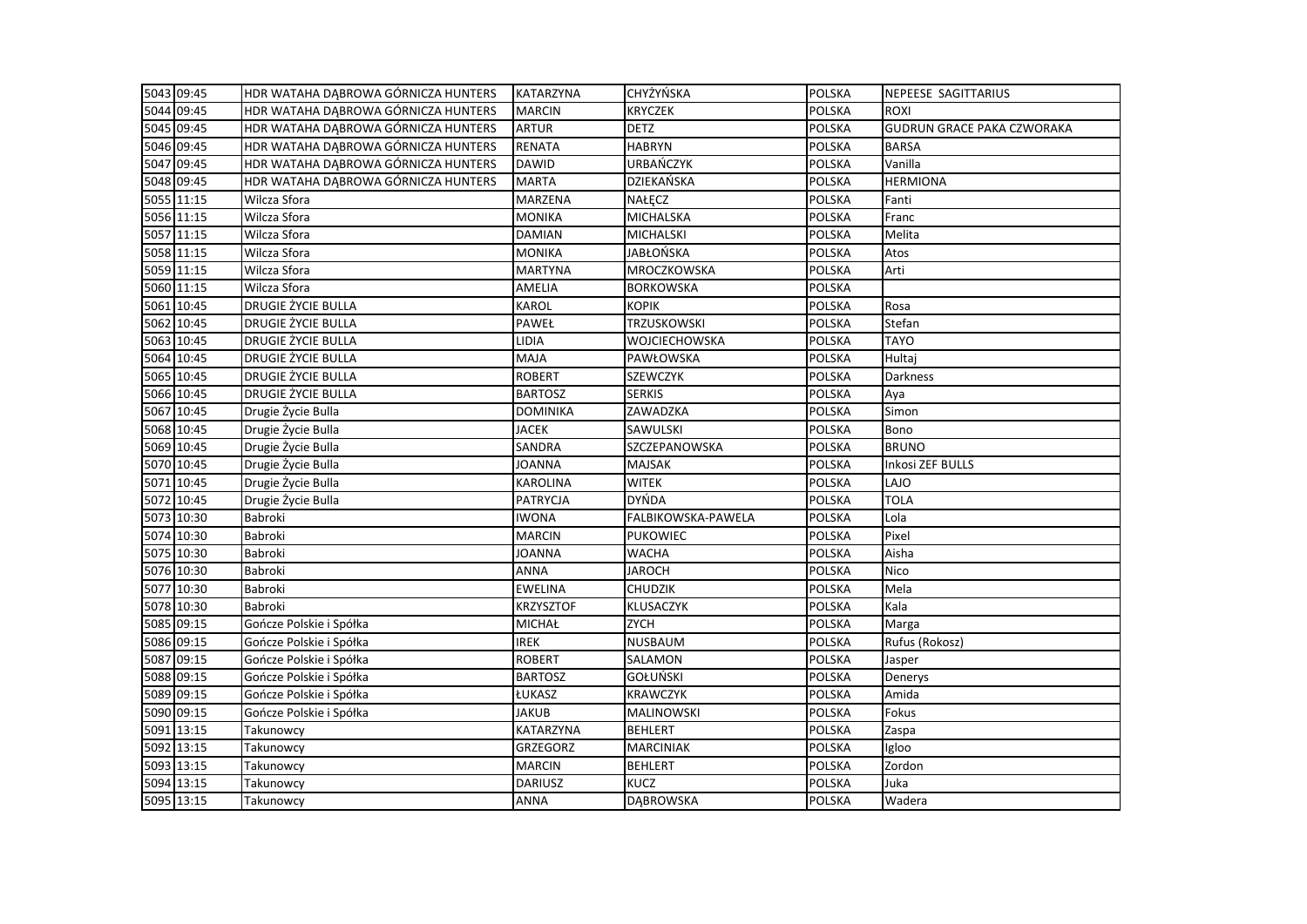| | | | | | | |
|---|---|---|---|---|---|---|
| 5043 | 09:45 | HDR WATAHA DĄBROWA GÓRNICZA HUNTERS | KATARZYNA | CHYŻYŃSKA | POLSKA | NEPEESE SAGITTARIUS |
| 5044 | 09:45 | HDR WATAHA DĄBROWA GÓRNICZA HUNTERS | MARCIN | KRYCZEK | POLSKA | ROXI |
| 5045 | 09:45 | HDR WATAHA DĄBROWA GÓRNICZA HUNTERS | ARTUR | DETZ | POLSKA | GUDRUN GRACE PAKA CZWORAKA |
| 5046 | 09:45 | HDR WATAHA DĄBROWA GÓRNICZA HUNTERS | RENATA | HABRYN | POLSKA | BARSA |
| 5047 | 09:45 | HDR WATAHA DĄBROWA GÓRNICZA HUNTERS | DAWID | URBAŃCZYK | POLSKA | Vanilla |
| 5048 | 09:45 | HDR WATAHA DĄBROWA GÓRNICZA HUNTERS | MARTA | DZIEKAŃSKA | POLSKA | HERMIONA |
| 5055 | 11:15 | Wilcza Sfora | MARZENA | NAŁĘCZ | POLSKA | Fanti |
| 5056 | 11:15 | Wilcza Sfora | MONIKA | MICHALSKA | POLSKA | Franc |
| 5057 | 11:15 | Wilcza Sfora | DAMIAN | MICHALSKI | POLSKA | Melita |
| 5058 | 11:15 | Wilcza Sfora | MONIKA | JABŁOŃSKA | POLSKA | Atos |
| 5059 | 11:15 | Wilcza Sfora | MARTYNA | MROCZKOWSKA | POLSKA | Arti |
| 5060 | 11:15 | Wilcza Sfora | AMELIA | BORKOWSKA | POLSKA | |
| 5061 | 10:45 | DRUGIE ŻYCIE BULLA | KAROL | KOPIK | POLSKA | Rosa |
| 5062 | 10:45 | DRUGIE ŻYCIE BULLA | PAWEŁ | TRZUSKOWSKI | POLSKA | Stefan |
| 5063 | 10:45 | DRUGIE ŻYCIE BULLA | LIDIA | WOJCIECHOWSKA | POLSKA | TAYO |
| 5064 | 10:45 | DRUGIE ŻYCIE BULLA | MAJA | PAWŁOWSKA | POLSKA | Hultaj |
| 5065 | 10:45 | DRUGIE ŻYCIE BULLA | ROBERT | SZEWCZYK | POLSKA | Darkness |
| 5066 | 10:45 | DRUGIE ŻYCIE BULLA | BARTOSZ | SERKIS | POLSKA | Aya |
| 5067 | 10:45 | Drugie Życie Bulla | DOMINIKA | ZAWADZKA | POLSKA | Simon |
| 5068 | 10:45 | Drugie Życie Bulla | JACEK | SAWULSKI | POLSKA | Bono |
| 5069 | 10:45 | Drugie Życie Bulla | SANDRA | SZCZEPANOWSKA | POLSKA | BRUNO |
| 5070 | 10:45 | Drugie Życie Bulla | JOANNA | MAJSAK | POLSKA | Inkosi ZEF BULLS |
| 5071 | 10:45 | Drugie Życie Bulla | KAROLINA | WITEK | POLSKA | LAJO |
| 5072 | 10:45 | Drugie Życie Bulla | PATRYCJA | DYŃDA | POLSKA | TOLA |
| 5073 | 10:30 | Babroki | IWONA | FALBIKOWSKA-PAWELA | POLSKA | Lola |
| 5074 | 10:30 | Babroki | MARCIN | PUKOWIEC | POLSKA | Pixel |
| 5075 | 10:30 | Babroki | JOANNA | WACHA | POLSKA | Aisha |
| 5076 | 10:30 | Babroki | ANNA | JAROCH | POLSKA | Nico |
| 5077 | 10:30 | Babroki | EWELINA | CHUDZIK | POLSKA | Mela |
| 5078 | 10:30 | Babroki | KRZYSZTOF | KLUSACZYK | POLSKA | Kala |
| 5085 | 09:15 | Gończe Polskie i Spółka | MICHAŁ | ZYCH | POLSKA | Marga |
| 5086 | 09:15 | Gończe Polskie i Spółka | IREK | NUSBAUM | POLSKA | Rufus (Rokosz) |
| 5087 | 09:15 | Gończe Polskie i Spółka | ROBERT | SALAMON | POLSKA | Jasper |
| 5088 | 09:15 | Gończe Polskie i Spółka | BARTOSZ | GOŁUŃSKI | POLSKA | Denerys |
| 5089 | 09:15 | Gończe Polskie i Spółka | ŁUKASZ | KRAWCZYK | POLSKA | Amida |
| 5090 | 09:15 | Gończe Polskie i Spółka | JAKUB | MALINOWSKI | POLSKA | Fokus |
| 5091 | 13:15 | Takunowcy | KATARZYNA | BEHLERT | POLSKA | Zaspa |
| 5092 | 13:15 | Takunowcy | GRZEGORZ | MARCINIAK | POLSKA | Igloo |
| 5093 | 13:15 | Takunowcy | MARCIN | BEHLERT | POLSKA | Zordon |
| 5094 | 13:15 | Takunowcy | DARIUSZ | KUCZ | POLSKA | Juka |
| 5095 | 13:15 | Takunowcy | ANNA | DĄBROWSKA | POLSKA | Wadera |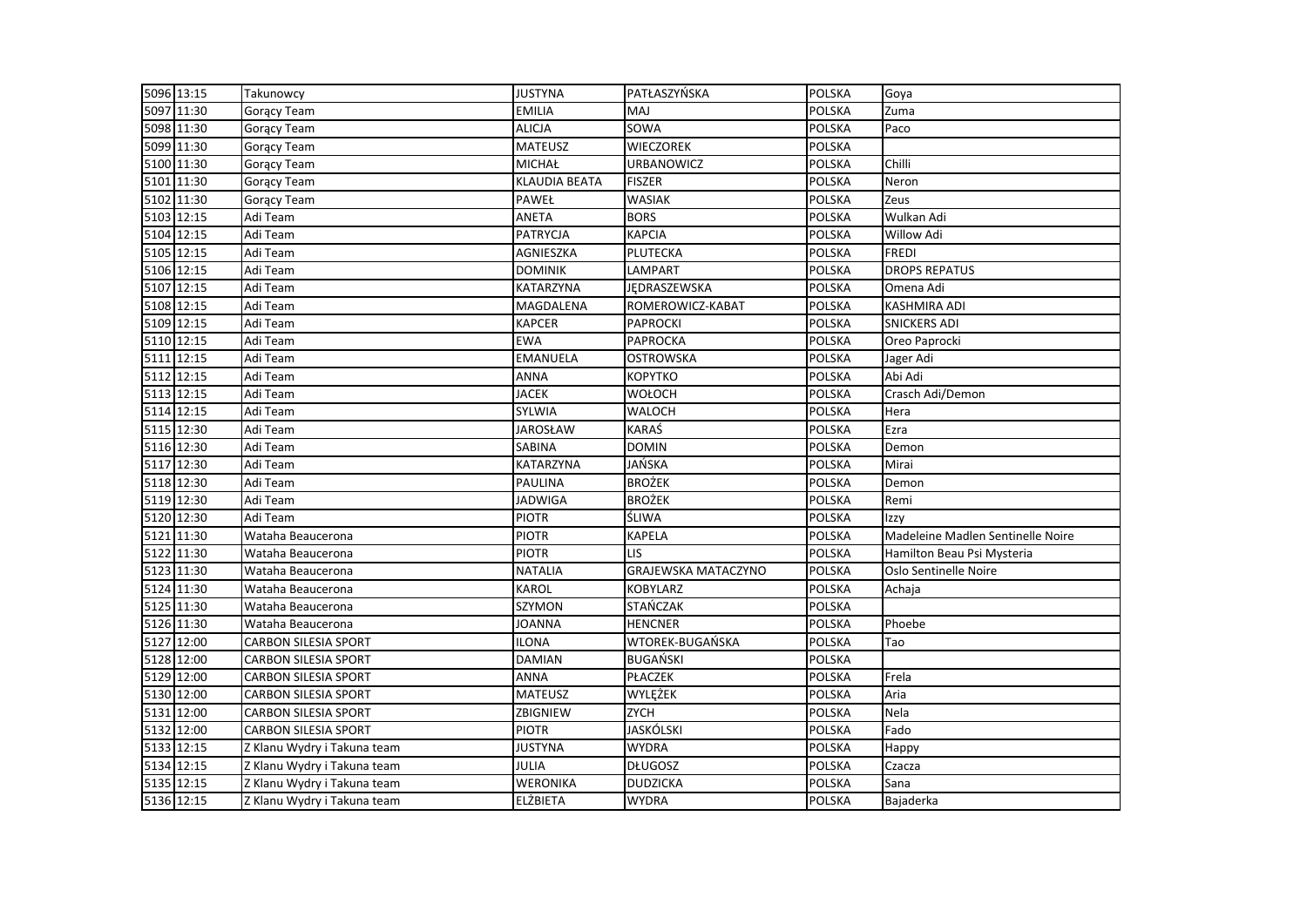| 5096 | 13:15 | Takunowcy | JUSTYNA | PATŁASZYŃSKA | POLSKA | Goya |
|---|---|---|---|---|---|---|
| 5097 | 11:30 | Gorący Team | EMILIA | MAJ | POLSKA | Zuma |
| 5098 | 11:30 | Gorący Team | ALICJA | SOWA | POLSKA | Paco |
| 5099 | 11:30 | Gorący Team | MATEUSZ | WIECZOREK | POLSKA | |
| 5100 | 11:30 | Gorący Team | MICHAŁ | URBANOWICZ | POLSKA | Chilli |
| 5101 | 11:30 | Gorący Team | KLAUDIA BEATA | FISZER | POLSKA | Neron |
| 5102 | 11:30 | Gorący Team | PAWEŁ | WASIAK | POLSKA | Zeus |
| 5103 | 12:15 | Adi Team | ANETA | BORS | POLSKA | Wulkan Adi |
| 5104 | 12:15 | Adi Team | PATRYCJA | KAPCIA | POLSKA | Willow Adi |
| 5105 | 12:15 | Adi Team | AGNIESZKA | PLUTECKA | POLSKA | FREDI |
| 5106 | 12:15 | Adi Team | DOMINIK | LAMPART | POLSKA | DROPS REPATUS |
| 5107 | 12:15 | Adi Team | KATARZYNA | JĘDRASZEWSKA | POLSKA | Omena Adi |
| 5108 | 12:15 | Adi Team | MAGDALENA | ROMEROWICZ-KABAT | POLSKA | KASHMIRA ADI |
| 5109 | 12:15 | Adi Team | KAPCER | PAPROCKI | POLSKA | SNICKERS ADI |
| 5110 | 12:15 | Adi Team | EWA | PAPROCKA | POLSKA | Oreo Paprocki |
| 5111 | 12:15 | Adi Team | EMANUELA | OSTROWSKA | POLSKA | Jager Adi |
| 5112 | 12:15 | Adi Team | ANNA | KOPYTKO | POLSKA | Abi Adi |
| 5113 | 12:15 | Adi Team | JACEK | WOŁOCH | POLSKA | Crasch Adi/Demon |
| 5114 | 12:15 | Adi Team | SYLWIA | WALOCH | POLSKA | Hera |
| 5115 | 12:30 | Adi Team | JAROSŁAW | KARAŚ | POLSKA | Ezra |
| 5116 | 12:30 | Adi Team | SABINA | DOMIN | POLSKA | Demon |
| 5117 | 12:30 | Adi Team | KATARZYNA | JAŃSKA | POLSKA | Mirai |
| 5118 | 12:30 | Adi Team | PAULINA | BROŻEK | POLSKA | Demon |
| 5119 | 12:30 | Adi Team | JADWIGA | BROŻEK | POLSKA | Remi |
| 5120 | 12:30 | Adi Team | PIOTR | ŚLIWA | POLSKA | Izzy |
| 5121 | 11:30 | Wataha Beaucerona | PIOTR | KAPELA | POLSKA | Madeleine Madlen Sentinelle Noire |
| 5122 | 11:30 | Wataha Beaucerona | PIOTR | LIS | POLSKA | Hamilton Beau Psi Mysteria |
| 5123 | 11:30 | Wataha Beaucerona | NATALIA | GRAJEWSKA MATACZYNO | POLSKA | Oslo Sentinelle Noire |
| 5124 | 11:30 | Wataha Beaucerona | KAROL | KOBYLARZ | POLSKA | Achaja |
| 5125 | 11:30 | Wataha Beaucerona | SZYMON | STAŃCZAK | POLSKA | |
| 5126 | 11:30 | Wataha Beaucerona | JOANNA | HENCNER | POLSKA | Phoebe |
| 5127 | 12:00 | CARBON SILESIA SPORT | ILONA | WTOREK-BUGAŃSKA | POLSKA | Tao |
| 5128 | 12:00 | CARBON SILESIA SPORT | DAMIAN | BUGAŃSKI | POLSKA | |
| 5129 | 12:00 | CARBON SILESIA SPORT | ANNA | PŁACZEK | POLSKA | Frela |
| 5130 | 12:00 | CARBON SILESIA SPORT | MATEUSZ | WYLĘŻEK | POLSKA | Aria |
| 5131 | 12:00 | CARBON SILESIA SPORT | ZBIGNIEW | ZYCH | POLSKA | Nela |
| 5132 | 12:00 | CARBON SILESIA SPORT | PIOTR | JASKÓLSKI | POLSKA | Fado |
| 5133 | 12:15 | Z Klanu Wydry i Takuna team | JUSTYNA | WYDRA | POLSKA | Happy |
| 5134 | 12:15 | Z Klanu Wydry i Takuna team | JULIA | DŁUGOSZ | POLSKA | Czacza |
| 5135 | 12:15 | Z Klanu Wydry i Takuna team | WERONIKA | DUDZICKA | POLSKA | Sana |
| 5136 | 12:15 | Z Klanu Wydry i Takuna team | ELŻBIETA | WYDRA | POLSKA | Bajaderka |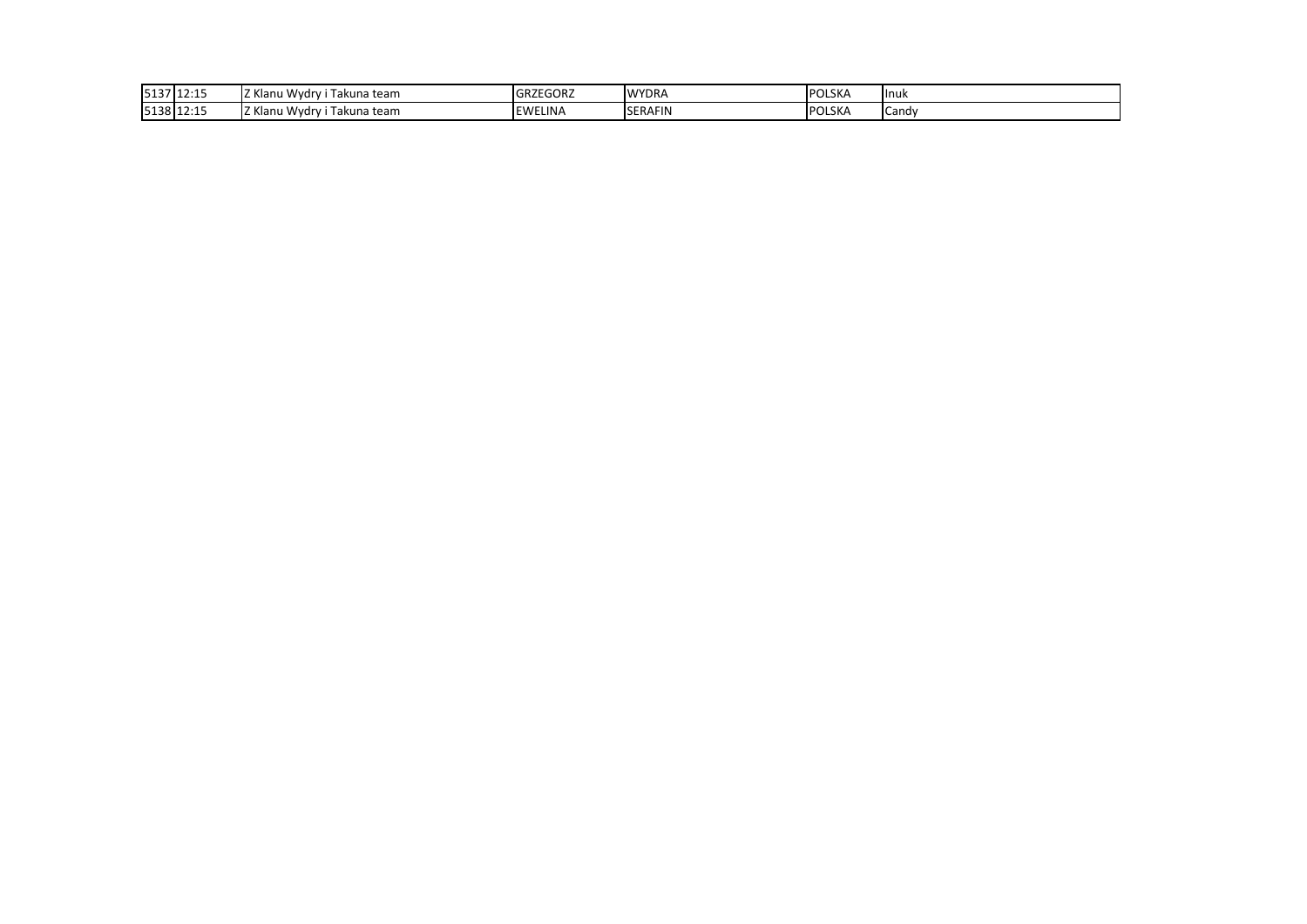| | | | | | | |
|---|---|---|---|---|---|---|
| 5137 | 12:15 | Z Klanu Wydry i Takuna team | GRZEGORZ | WYDRA | POLSKA | Inuk |
| 5138 | 12:15 | Z Klanu Wydry i Takuna team | EWELINA | SERAFIN | POLSKA | Candy |